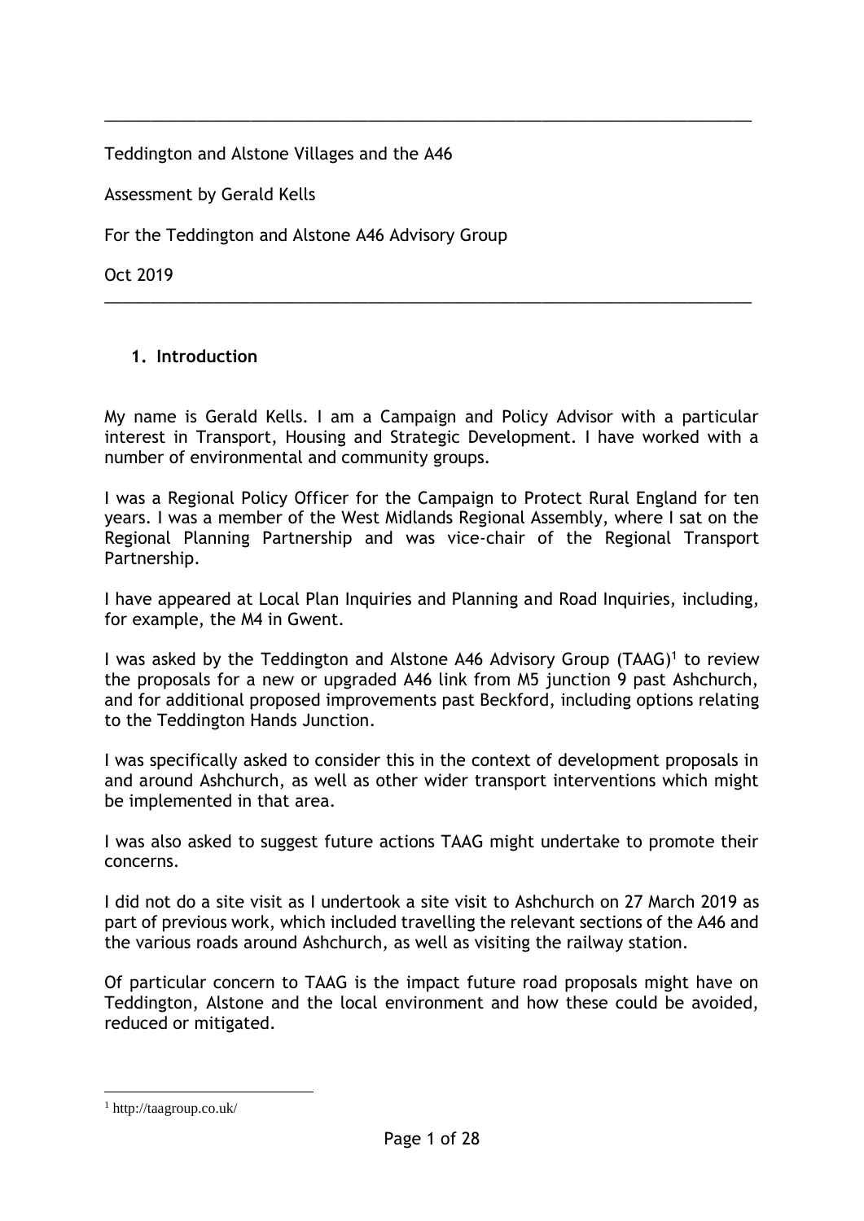Teddington and Alstone Villages and the A46

Assessment by Gerald Kells

For the Teddington and Alstone A46 Advisory Group

Oct 2019

## 1. Introduction

My name is Gerald Kells. I am a Campaign and Policy Advisor with a particular interest in Transport, Housing and Strategic Development. I have worked with a number of environmental and community groups.

I was a Regional Policy Officer for the Campaign to Protect Rural England for ten years. I was a member of the West Midlands Regional Assembly, where I sat on the Regional Planning Partnership and was vice-chair of the Regional Transport Partnership.

I have appeared at Local Plan Inquiries and Planning and Road Inquiries, including, for example, the M4 in Gwent.

I was asked by the Teddington and Alstone A46 Advisory Group (TAAG)[1] to review the proposals for a new or upgraded A46 link from M5 junction 9 past Ashchurch, and for additional proposed improvements past Beckford, including options relating to the Teddington Hands Junction.

I was specifically asked to consider this in the context of development proposals in and around Ashchurch, as well as other wider transport interventions which might be implemented in that area.

I was also asked to suggest future actions TAAG might undertake to promote their concerns.

I did not do a site visit as I undertook a site visit to Ashchurch on 27 March 2019 as part of previous work, which included travelling the relevant sections of the A46 and the various roads around Ashchurch, as well as visiting the railway station.

Of particular concern to TAAG is the impact future road proposals might have on Teddington, Alstone and the local environment and how these could be avoided, reduced or mitigated.

[1] http://taagroup.co.uk/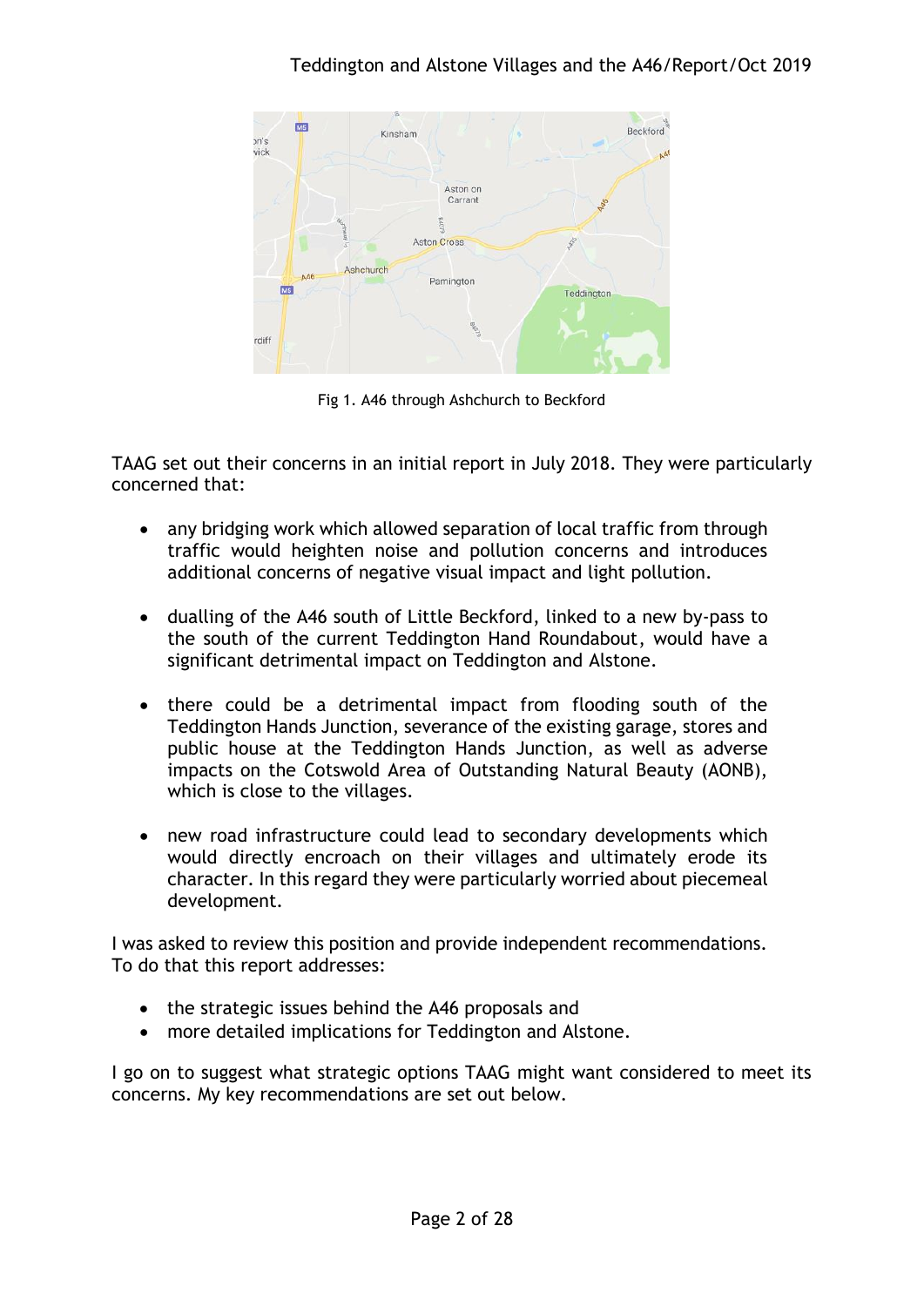Fig 1. A46 through Ashchurch to Beckford

TAAG set out their concerns in an initial report in July 2018. They were particularly concerned that:

- any bridging work which allowed separation of local traffic from through traffic would heighten noise and pollution concerns and introduces additional concerns of negative visual impact and light pollution.
- dualling of the A46 south of Little Beckford, linked to a new by-pass to the south of the current Teddington Hand Roundabout, would have a significant detrimental impact on Teddington and Alstone.
- there could be a detrimental impact from flooding south of the Teddington Hands Junction, severance of the existing garage, stores and public house at the Teddington Hands Junction, as well as adverse impacts on the Cotswold Area of Outstanding Natural Beauty (AONB), which is close to the villages.
- new road infrastructure could lead to secondary developments which would directly encroach on their villages and ultimately erode its character. In this regard they were particularly worried about piecemeal development.

I was asked to review this position and provide independent recommendations. To do that this report addresses:

- the strategic issues behind the A46 proposals and
- more detailed implications for Teddington and Alstone.

I go on to suggest what strategic options TAAG might want considered to meet its concerns. My key recommendations are set out below.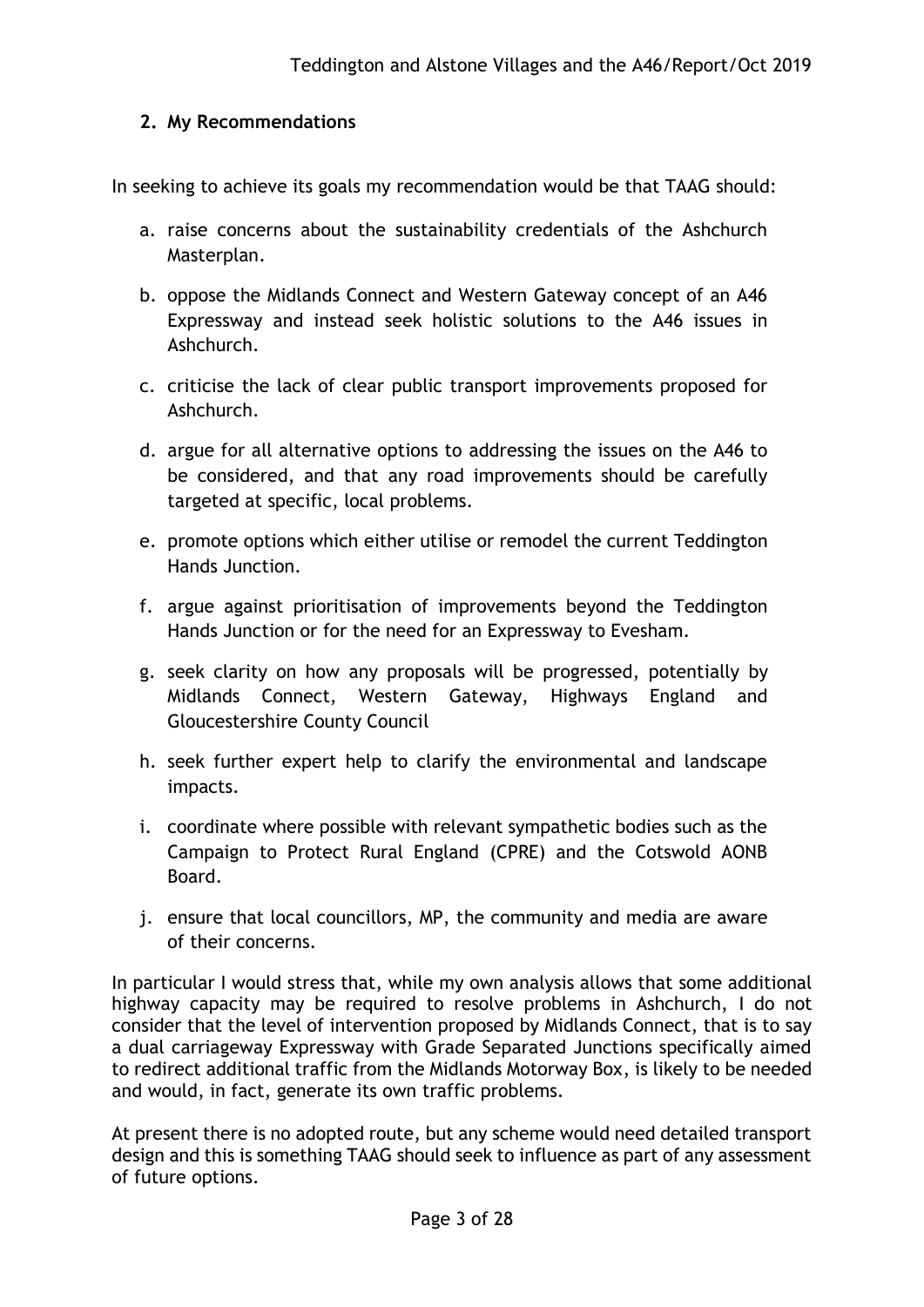## 2. My Recommendations

In seeking to achieve its goals my recommendation would be that TAAG should:

a. raise concerns about the sustainability credentials of the Ashchurch Masterplan.

b. oppose the Midlands Connect and Western Gateway concept of an A46 Expressway and instead seek holistic solutions to the A46 issues in Ashchurch.

c. criticise the lack of clear public transport improvements proposed for Ashchurch.

d. argue for all alternative options to addressing the issues on the A46 to be considered, and that any road improvements should be carefully targeted at specific, local problems.

e. promote options which either utilise or remodel the current Teddington Hands Junction.

f. argue against prioritisation of improvements beyond the Teddington Hands Junction or for the need for an Expressway to Evesham.

g. seek clarity on how any proposals will be progressed, potentially by Midlands Connect, Western Gateway, Highways England and Gloucestershire County Council

h. seek further expert help to clarify the environmental and landscape impacts.

i. coordinate where possible with relevant sympathetic bodies such as the Campaign to Protect Rural England (CPRE) and the Cotswold AONB Board.

j. ensure that local councillors, MP, the community and media are aware of their concerns.

In particular I would stress that, while my own analysis allows that some additional highway capacity may be required to resolve problems in Ashchurch, I do not consider that the level of intervention proposed by Midlands Connect, that is to say a dual carriageway Expressway with Grade Separated Junctions specifically aimed to redirect additional traffic from the Midlands Motorway Box, is likely to be needed and would, in fact, generate its own traffic problems.

At present there is no adopted route, but any scheme would need detailed transport design and this is something TAAG should seek to influence as part of any assessment of future options.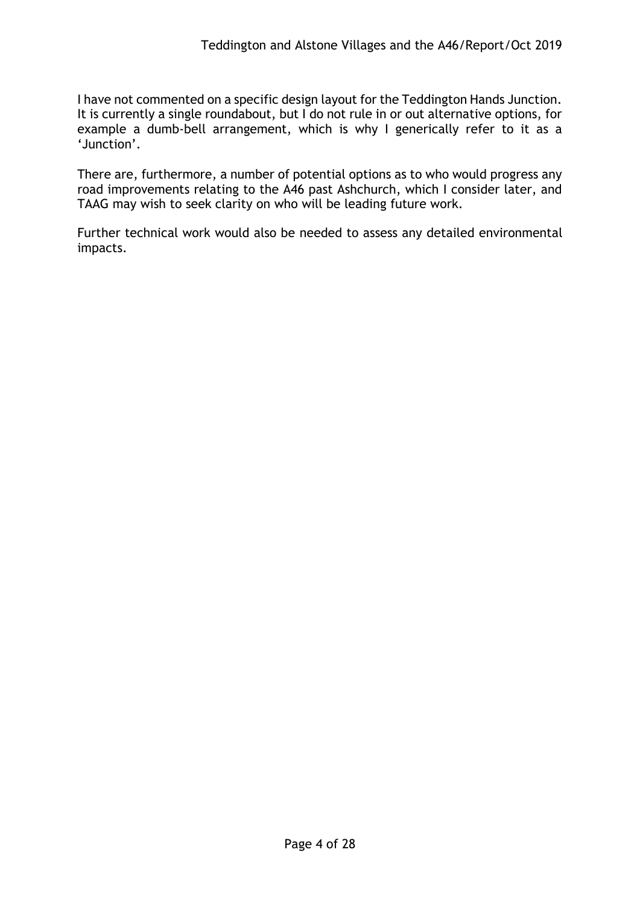I have not commented on a specific design layout for the Teddington Hands Junction. It is currently a single roundabout, but I do not rule in or out alternative options, for example a dumb-bell arrangement, which is why I generically refer to it as a 'Junction'.

There are, furthermore, a number of potential options as to who would progress any road improvements relating to the A46 past Ashchurch, which I consider later, and TAAG may wish to seek clarity on who will be leading future work.

Further technical work would also be needed to assess any detailed environmental impacts.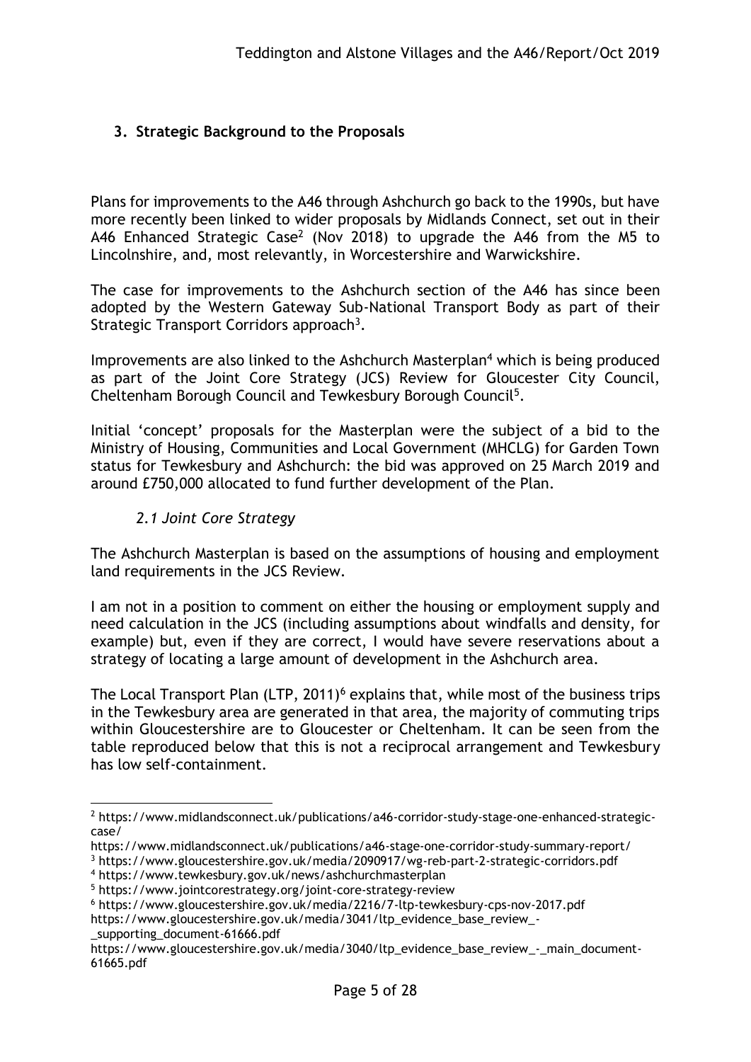## 3. Strategic Background to the Proposals

Plans for improvements to the A46 through Ashchurch go back to the 1990s, but have more recently been linked to wider proposals by Midlands Connect, set out in their A46 Enhanced Strategic Case[2] (Nov 2018) to upgrade the A46 from the M5 to Lincolnshire, and, most relevantly, in Worcestershire and Warwickshire.

The case for improvements to the Ashchurch section of the A46 has since been adopted by the Western Gateway Sub-National Transport Body as part of their Strategic Transport Corridors approach[3].

Improvements are also linked to the Ashchurch Masterplan[4] which is being produced as part of the Joint Core Strategy (JCS) Review for Gloucester City Council, Cheltenham Borough Council and Tewkesbury Borough Council[5].

Initial 'concept' proposals for the Masterplan were the subject of a bid to the Ministry of Housing, Communities and Local Government (MHCLG) for Garden Town status for Tewkesbury and Ashchurch: the bid was approved on 25 March 2019 and around £750,000 allocated to fund further development of the Plan.

### *2.1 Joint Core Strategy*

The Ashchurch Masterplan is based on the assumptions of housing and employment land requirements in the JCS Review.

I am not in a position to comment on either the housing or employment supply and need calculation in the JCS (including assumptions about windfalls and density, for example) but, even if they are correct, I would have severe reservations about a strategy of locating a large amount of development in the Ashchurch area.

The Local Transport Plan (LTP, 2011)[6] explains that, while most of the business trips in the Tewkesbury area are generated in that area, the majority of commuting trips within Gloucestershire are to Gloucester or Cheltenham. It can be seen from the table reproduced below that this is not a reciprocal arrangement and Tewkesbury has low self-containment.

---

[2] https://www.midlandsconnect.uk/publications/a46-corridor-study-stage-one-enhanced-strategic-case/
https://www.midlandsconnect.uk/publications/a46-stage-one-corridor-study-summary-report/

[3] https://www.gloucestershire.gov.uk/media/2090917/wg-reb-part-2-strategic-corridors.pdf

[4] https://www.tewkesbury.gov.uk/news/ashchurchmasterplan

[5] https://www.jointcorestrategy.org/joint-core-strategy-review

[6] https://www.gloucestershire.gov.uk/media/2216/7-ltp-tewkesbury-cps-nov-2017.pdf
https://www.gloucestershire.gov.uk/media/3041/ltp_evidence_base_review_-_supporting_document-61666.pdf
https://www.gloucestershire.gov.uk/media/3040/ltp_evidence_base_review_-_main_document-61665.pdf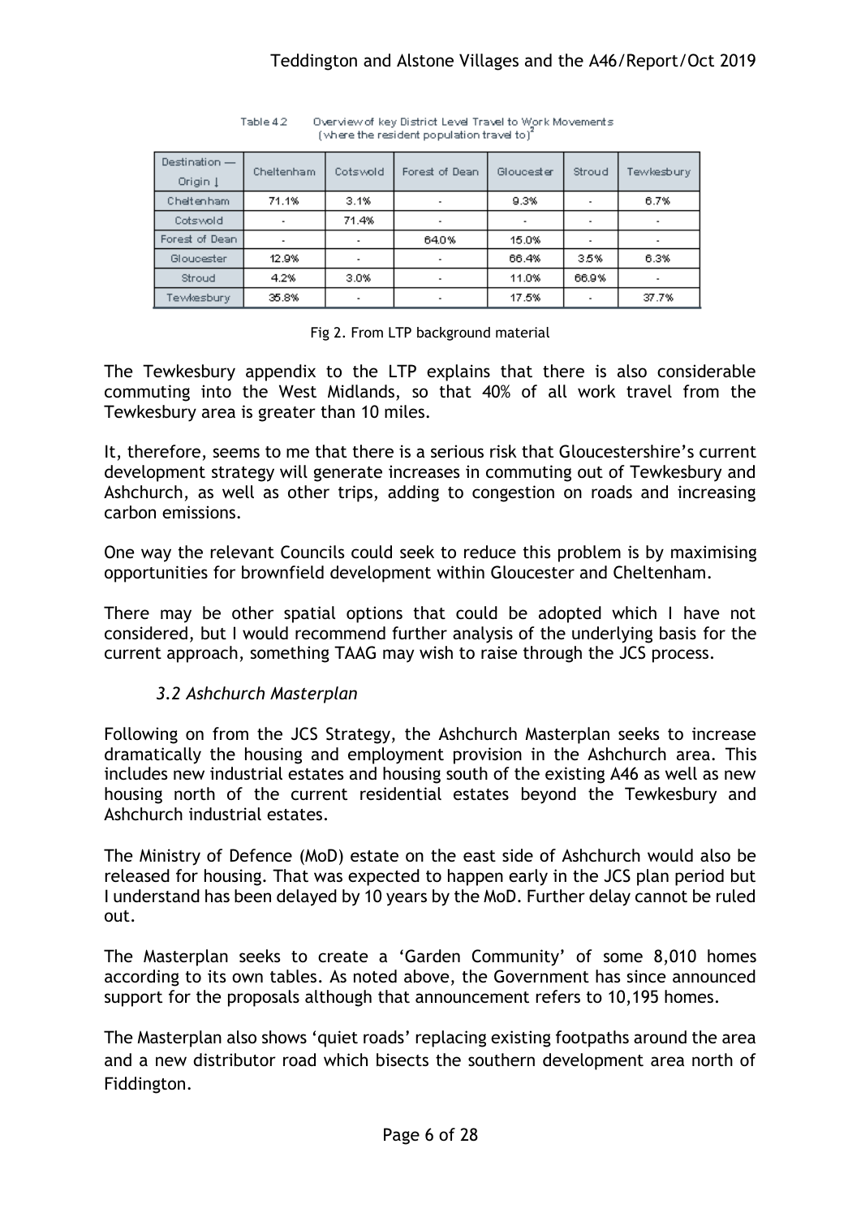Table 4.2 Overview of key District Level Travel to Work Movements (where the resident population travel to)[2]

| Destination — Origin ↓ | Cheltenham | Cotswold | Forest of Dean | Gloucester | Stroud | Tewkesbury |
|---|---|---|---|---|---|---|
| Cheltenham | 71.1% | 3.1% | - | 9.3% | - | 6.7% |
| Cotswold | - | 71.4% | - | - | - | - |
| Forest of Dean | - | - | 64.0% | 15.0% | - | - |
| Gloucester | 12.9% | - | - | 66.4% | 3.5% | 6.3% |
| Stroud | 4.2% | 3.0% | - | 11.0% | 66.9% | - |
| Tewkesbury | 35.8% | - | - | 17.5% | - | 37.7% |

Fig 2. From LTP background material

The Tewkesbury appendix to the LTP explains that there is also considerable commuting into the West Midlands, so that 40% of all work travel from the Tewkesbury area is greater than 10 miles.

It, therefore, seems to me that there is a serious risk that Gloucestershire's current development strategy will generate increases in commuting out of Tewkesbury and Ashchurch, as well as other trips, adding to congestion on roads and increasing carbon emissions.

One way the relevant Councils could seek to reduce this problem is by maximising opportunities for brownfield development within Gloucester and Cheltenham.

There may be other spatial options that could be adopted which I have not considered, but I would recommend further analysis of the underlying basis for the current approach, something TAAG may wish to raise through the JCS process.

### *3.2 Ashchurch Masterplan*

Following on from the JCS Strategy, the Ashchurch Masterplan seeks to increase dramatically the housing and employment provision in the Ashchurch area. This includes new industrial estates and housing south of the existing A46 as well as new housing north of the current residential estates beyond the Tewkesbury and Ashchurch industrial estates.

The Ministry of Defence (MoD) estate on the east side of Ashchurch would also be released for housing. That was expected to happen early in the JCS plan period but I understand has been delayed by 10 years by the MoD. Further delay cannot be ruled out.

The Masterplan seeks to create a 'Garden Community' of some 8,010 homes according to its own tables. As noted above, the Government has since announced support for the proposals although that announcement refers to 10,195 homes.

The Masterplan also shows 'quiet roads' replacing existing footpaths around the area and a new distributor road which bisects the southern development area north of Fiddington.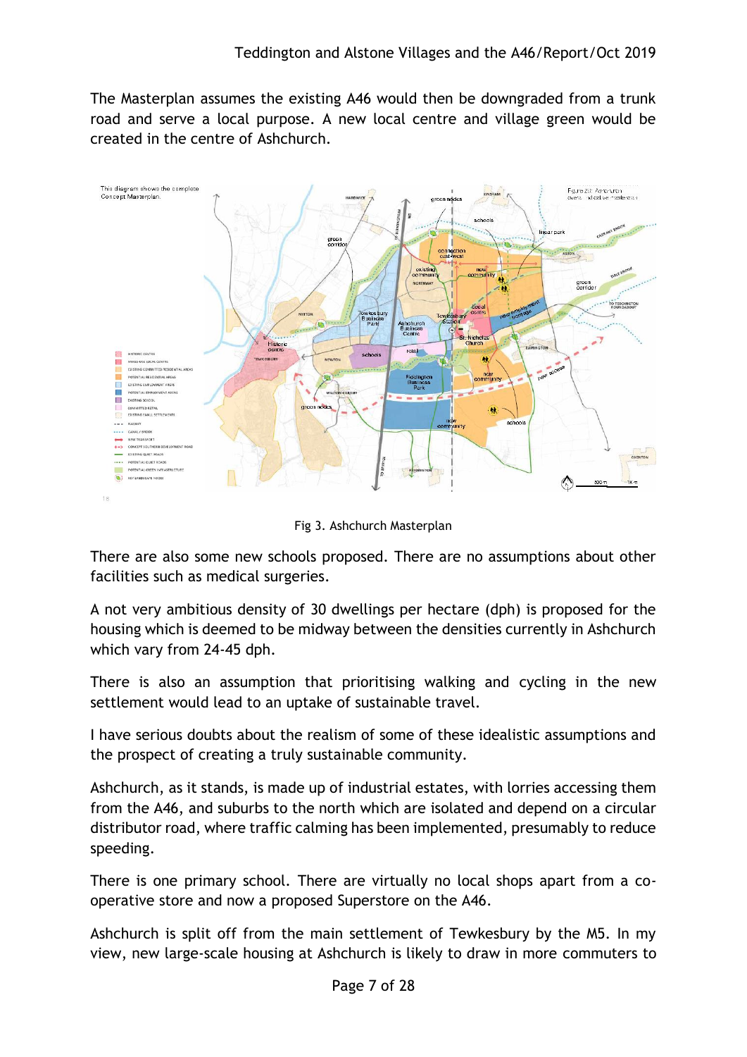The Masterplan assumes the existing A46 would then be downgraded from a trunk road and serve a local purpose. A new local centre and village green would be created in the centre of Ashchurch.

Fig 3. Ashchurch Masterplan

There are also some new schools proposed. There are no assumptions about other facilities such as medical surgeries.

A not very ambitious density of 30 dwellings per hectare (dph) is proposed for the housing which is deemed to be midway between the densities currently in Ashchurch which vary from 24-45 dph.

There is also an assumption that prioritising walking and cycling in the new settlement would lead to an uptake of sustainable travel.

I have serious doubts about the realism of some of these idealistic assumptions and the prospect of creating a truly sustainable community.

Ashchurch, as it stands, is made up of industrial estates, with lorries accessing them from the A46, and suburbs to the north which are isolated and depend on a circular distributor road, where traffic calming has been implemented, presumably to reduce speeding.

There is one primary school. There are virtually no local shops apart from a co-operative store and now a proposed Superstore on the A46.

Ashchurch is split off from the main settlement of Tewkesbury by the M5. In my view, new large-scale housing at Ashchurch is likely to draw in more commuters to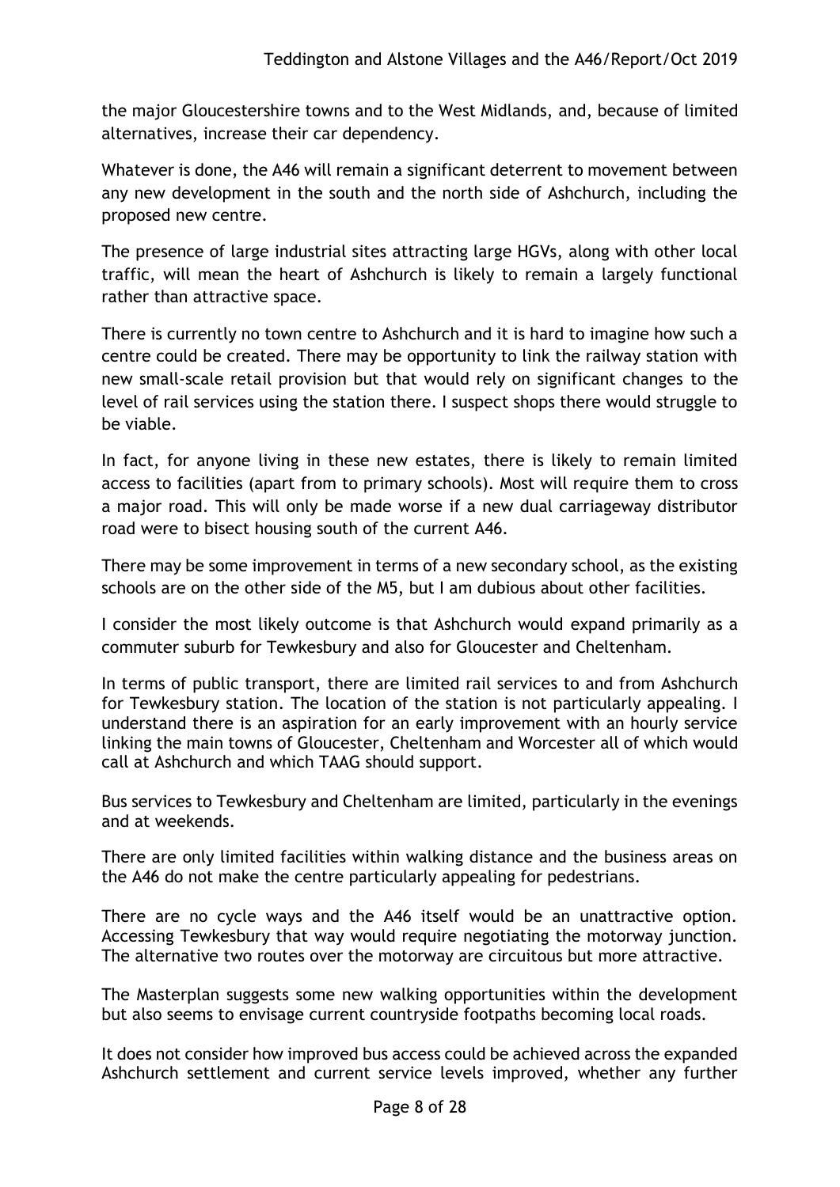the major Gloucestershire towns and to the West Midlands, and, because of limited alternatives, increase their car dependency.

Whatever is done, the A46 will remain a significant deterrent to movement between any new development in the south and the north side of Ashchurch, including the proposed new centre.

The presence of large industrial sites attracting large HGVs, along with other local traffic, will mean the heart of Ashchurch is likely to remain a largely functional rather than attractive space.

There is currently no town centre to Ashchurch and it is hard to imagine how such a centre could be created. There may be opportunity to link the railway station with new small-scale retail provision but that would rely on significant changes to the level of rail services using the station there. I suspect shops there would struggle to be viable.

In fact, for anyone living in these new estates, there is likely to remain limited access to facilities (apart from to primary schools). Most will require them to cross a major road. This will only be made worse if a new dual carriageway distributor road were to bisect housing south of the current A46.

There may be some improvement in terms of a new secondary school, as the existing schools are on the other side of the M5, but I am dubious about other facilities.

I consider the most likely outcome is that Ashchurch would expand primarily as a commuter suburb for Tewkesbury and also for Gloucester and Cheltenham.

In terms of public transport, there are limited rail services to and from Ashchurch for Tewkesbury station. The location of the station is not particularly appealing. I understand there is an aspiration for an early improvement with an hourly service linking the main towns of Gloucester, Cheltenham and Worcester all of which would call at Ashchurch and which TAAG should support.

Bus services to Tewkesbury and Cheltenham are limited, particularly in the evenings and at weekends.

There are only limited facilities within walking distance and the business areas on the A46 do not make the centre particularly appealing for pedestrians.

There are no cycle ways and the A46 itself would be an unattractive option. Accessing Tewkesbury that way would require negotiating the motorway junction. The alternative two routes over the motorway are circuitous but more attractive.

The Masterplan suggests some new walking opportunities within the development but also seems to envisage current countryside footpaths becoming local roads.

It does not consider how improved bus access could be achieved across the expanded Ashchurch settlement and current service levels improved, whether any further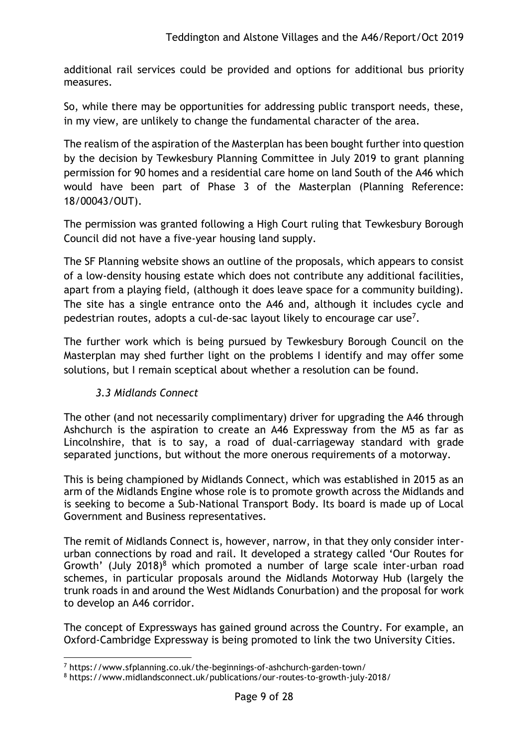additional rail services could be provided and options for additional bus priority measures.

So, while there may be opportunities for addressing public transport needs, these, in my view, are unlikely to change the fundamental character of the area.

The realism of the aspiration of the Masterplan has been bought further into question by the decision by Tewkesbury Planning Committee in July 2019 to grant planning permission for 90 homes and a residential care home on land South of the A46 which would have been part of Phase 3 of the Masterplan (Planning Reference: 18/00043/OUT).

The permission was granted following a High Court ruling that Tewkesbury Borough Council did not have a five-year housing land supply.

The SF Planning website shows an outline of the proposals, which appears to consist of a low-density housing estate which does not contribute any additional facilities, apart from a playing field, (although it does leave space for a community building). The site has a single entrance onto the A46 and, although it includes cycle and pedestrian routes, adopts a cul-de-sac layout likely to encourage car use[7].

The further work which is being pursued by Tewkesbury Borough Council on the Masterplan may shed further light on the problems I identify and may offer some solutions, but I remain sceptical about whether a resolution can be found.

### *3.3 Midlands Connect*

The other (and not necessarily complimentary) driver for upgrading the A46 through Ashchurch is the aspiration to create an A46 Expressway from the M5 as far as Lincolnshire, that is to say, a road of dual-carriageway standard with grade separated junctions, but without the more onerous requirements of a motorway.

This is being championed by Midlands Connect, which was established in 2015 as an arm of the Midlands Engine whose role is to promote growth across the Midlands and is seeking to become a Sub-National Transport Body. Its board is made up of Local Government and Business representatives.

The remit of Midlands Connect is, however, narrow, in that they only consider inter-urban connections by road and rail. It developed a strategy called 'Our Routes for Growth' (July 2018)[8] which promoted a number of large scale inter-urban road schemes, in particular proposals around the Midlands Motorway Hub (largely the trunk roads in and around the West Midlands Conurbation) and the proposal for work to develop an A46 corridor.

The concept of Expressways has gained ground across the Country. For example, an Oxford-Cambridge Expressway is being promoted to link the two University Cities.

---

[7] https://www.sfplanning.co.uk/the-beginnings-of-ashchurch-garden-town/

[8] https://www.midlandsconnect.uk/publications/our-routes-to-growth-july-2018/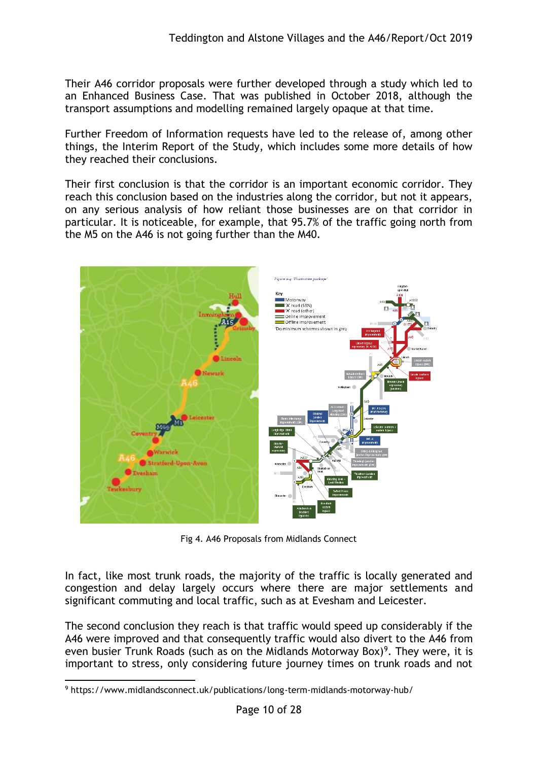Their A46 corridor proposals were further developed through a study which led to an Enhanced Business Case. That was published in October 2018, although the transport assumptions and modelling remained largely opaque at that time.

Further Freedom of Information requests have led to the release of, among other things, the Interim Report of the Study, which includes some more details of how they reached their conclusions.

Their first conclusion is that the corridor is an important economic corridor. They reach this conclusion based on the industries along the corridor, but not it appears, on any serious analysis of how reliant those businesses are on that corridor in particular. It is noticeable, for example, that 95.7% of the traffic going north from the M5 on the A46 is not going further than the M40.

Fig 4. A46 Proposals from Midlands Connect

In fact, like most trunk roads, the majority of the traffic is locally generated and congestion and delay largely occurs where there are major settlements and significant commuting and local traffic, such as at Evesham and Leicester.

The second conclusion they reach is that traffic would speed up considerably if the A46 were improved and that consequently traffic would also divert to the A46 from even busier Trunk Roads (such as on the Midlands Motorway Box)[9]. They were, it is important to stress, only considering future journey times on trunk roads and not

[9] https://www.midlandsconnect.uk/publications/long-term-midlands-motorway-hub/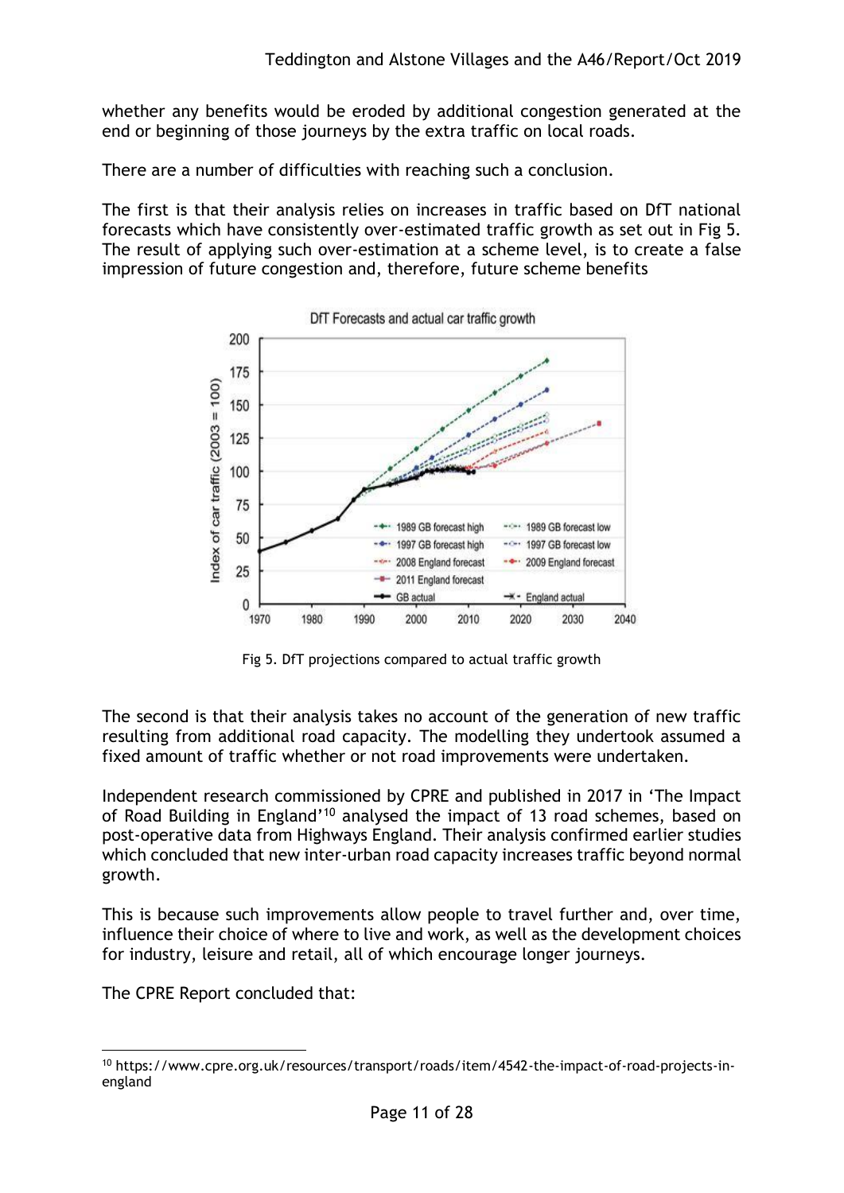whether any benefits would be eroded by additional congestion generated at the end or beginning of those journeys by the extra traffic on local roads.

There are a number of difficulties with reaching such a conclusion.

The first is that their analysis relies on increases in traffic based on DfT national forecasts which have consistently over-estimated traffic growth as set out in Fig 5. The result of applying such over-estimation at a scheme level, is to create a false impression of future congestion and, therefore, future scheme benefits

Fig 5. DfT projections compared to actual traffic growth

The second is that their analysis takes no account of the generation of new traffic resulting from additional road capacity. The modelling they undertook assumed a fixed amount of traffic whether or not road improvements were undertaken.

Independent research commissioned by CPRE and published in 2017 in 'The Impact of Road Building in England'[10] analysed the impact of 13 road schemes, based on post-operative data from Highways England. Their analysis confirmed earlier studies which concluded that new inter-urban road capacity increases traffic beyond normal growth.

This is because such improvements allow people to travel further and, over time, influence their choice of where to live and work, as well as the development choices for industry, leisure and retail, all of which encourage longer journeys.

The CPRE Report concluded that:

[10] https://www.cpre.org.uk/resources/transport/roads/item/4542-the-impact-of-road-projects-in-england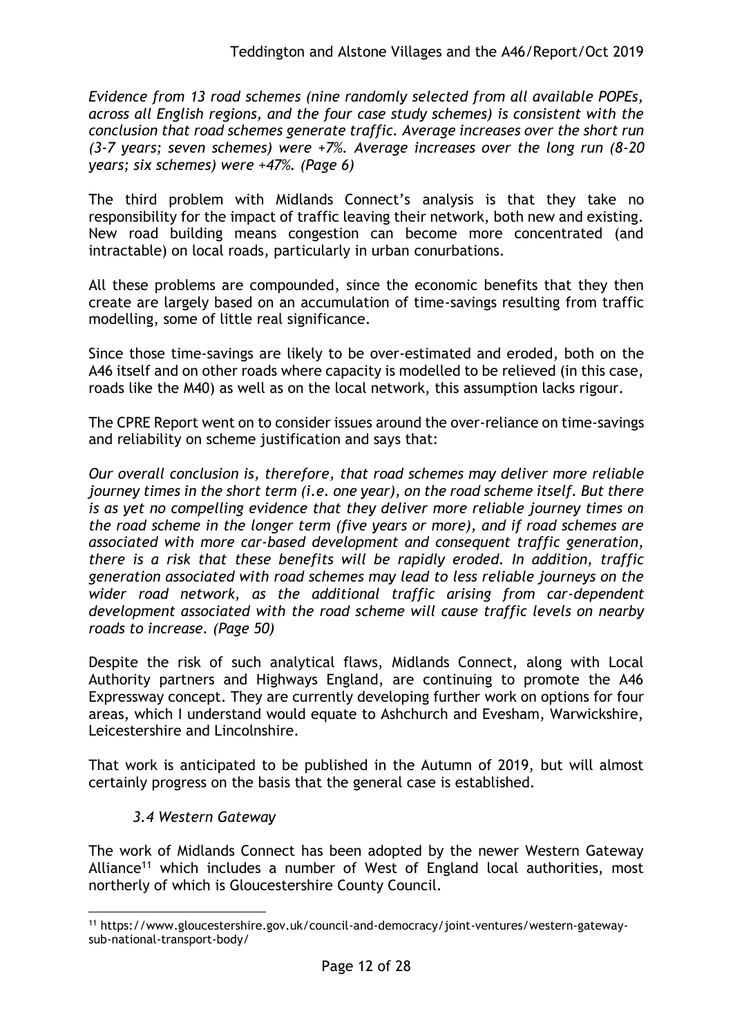*Evidence from 13 road schemes (nine randomly selected from all available POPEs, across all English regions, and the four case study schemes) is consistent with the conclusion that road schemes generate traffic. Average increases over the short run (3-7 years; seven schemes) were +7%. Average increases over the long run (8-20 years; six schemes) were +47%. (Page 6)*

The third problem with Midlands Connect's analysis is that they take no responsibility for the impact of traffic leaving their network, both new and existing. New road building means congestion can become more concentrated (and intractable) on local roads, particularly in urban conurbations.

All these problems are compounded, since the economic benefits that they then create are largely based on an accumulation of time-savings resulting from traffic modelling, some of little real significance.

Since those time-savings are likely to be over-estimated and eroded, both on the A46 itself and on other roads where capacity is modelled to be relieved (in this case, roads like the M40) as well as on the local network, this assumption lacks rigour.

The CPRE Report went on to consider issues around the over-reliance on time-savings and reliability on scheme justification and says that:

*Our overall conclusion is, therefore, that road schemes may deliver more reliable journey times in the short term (i.e. one year), on the road scheme itself. But there is as yet no compelling evidence that they deliver more reliable journey times on the road scheme in the longer term (five years or more), and if road schemes are associated with more car-based development and consequent traffic generation, there is a risk that these benefits will be rapidly eroded. In addition, traffic generation associated with road schemes may lead to less reliable journeys on the wider road network, as the additional traffic arising from car-dependent development associated with the road scheme will cause traffic levels on nearby roads to increase. (Page 50)*

Despite the risk of such analytical flaws, Midlands Connect, along with Local Authority partners and Highways England, are continuing to promote the A46 Expressway concept. They are currently developing further work on options for four areas, which I understand would equate to Ashchurch and Evesham, Warwickshire, Leicestershire and Lincolnshire.

That work is anticipated to be published in the Autumn of 2019, but will almost certainly progress on the basis that the general case is established.

### *3.4 Western Gateway*

The work of Midlands Connect has been adopted by the newer Western Gateway Alliance[11] which includes a number of West of England local authorities, most northerly of which is Gloucestershire County Council.

[11] https://www.gloucestershire.gov.uk/council-and-democracy/joint-ventures/western-gateway-sub-national-transport-body/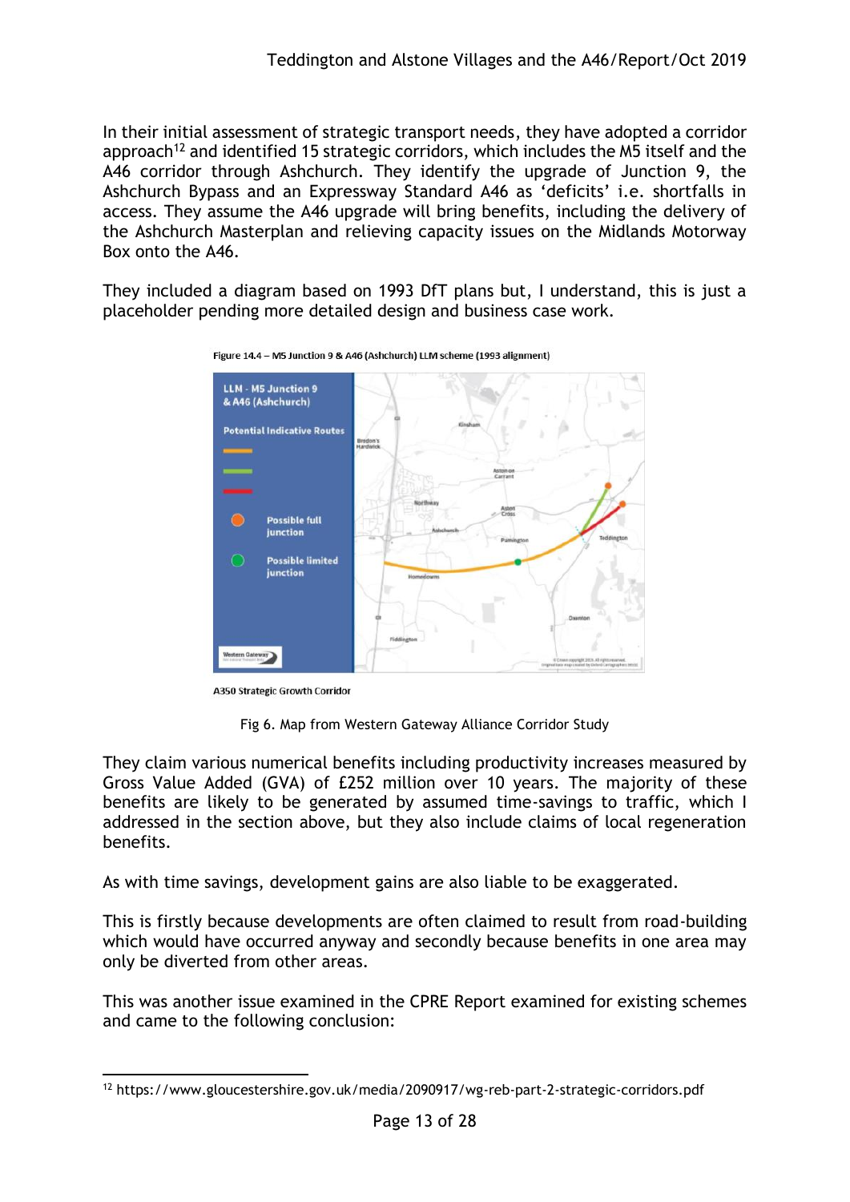In their initial assessment of strategic transport needs, they have adopted a corridor approach[12] and identified 15 strategic corridors, which includes the M5 itself and the A46 corridor through Ashchurch. They identify the upgrade of Junction 9, the Ashchurch Bypass and an Expressway Standard A46 as 'deficits' i.e. shortfalls in access. They assume the A46 upgrade will bring benefits, including the delivery of the Ashchurch Masterplan and relieving capacity issues on the Midlands Motorway Box onto the A46.

They included a diagram based on 1993 DfT plans but, I understand, this is just a placeholder pending more detailed design and business case work.

Figure 14.4 – M5 Junction 9 & A46 (Ashchurch) LLM scheme (1993 alignment)

A350 Strategic Growth Corridor

Fig 6. Map from Western Gateway Alliance Corridor Study

They claim various numerical benefits including productivity increases measured by Gross Value Added (GVA) of £252 million over 10 years. The majority of these benefits are likely to be generated by assumed time-savings to traffic, which I addressed in the section above, but they also include claims of local regeneration benefits.

As with time savings, development gains are also liable to be exaggerated.

This is firstly because developments are often claimed to result from road-building which would have occurred anyway and secondly because benefits in one area may only be diverted from other areas.

This was another issue examined in the CPRE Report examined for existing schemes and came to the following conclusion:

[12] https://www.gloucestershire.gov.uk/media/2090917/wg-reb-part-2-strategic-corridors.pdf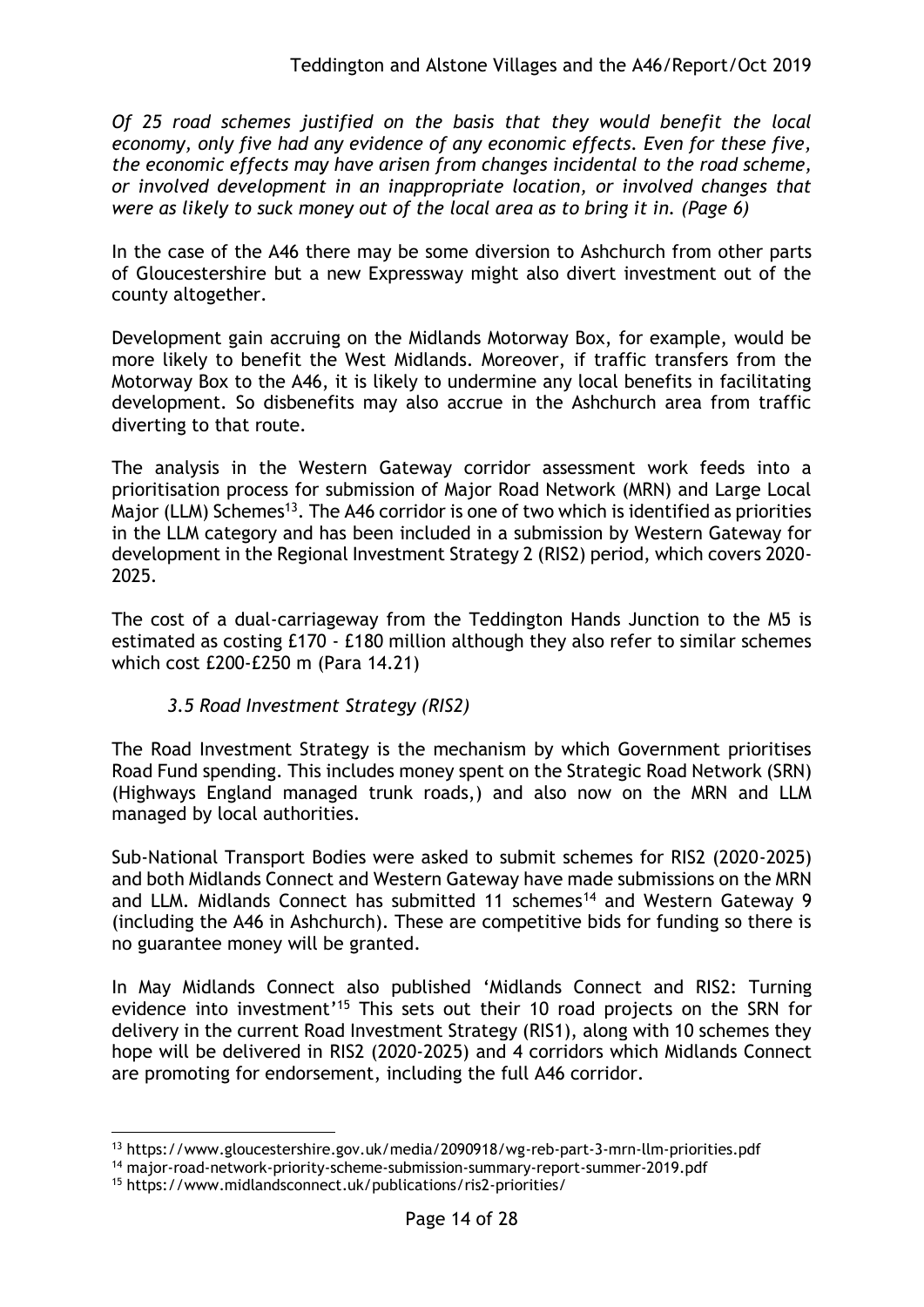*Of 25 road schemes justified on the basis that they would benefit the local economy, only five had any evidence of any economic effects. Even for these five, the economic effects may have arisen from changes incidental to the road scheme, or involved development in an inappropriate location, or involved changes that were as likely to suck money out of the local area as to bring it in. (Page 6)*

In the case of the A46 there may be some diversion to Ashchurch from other parts of Gloucestershire but a new Expressway might also divert investment out of the county altogether.

Development gain accruing on the Midlands Motorway Box, for example, would be more likely to benefit the West Midlands. Moreover, if traffic transfers from the Motorway Box to the A46, it is likely to undermine any local benefits in facilitating development. So disbenefits may also accrue in the Ashchurch area from traffic diverting to that route.

The analysis in the Western Gateway corridor assessment work feeds into a prioritisation process for submission of Major Road Network (MRN) and Large Local Major (LLM) Schemes[13]. The A46 corridor is one of two which is identified as priorities in the LLM category and has been included in a submission by Western Gateway for development in the Regional Investment Strategy 2 (RIS2) period, which covers 2020-2025.

The cost of a dual-carriageway from the Teddington Hands Junction to the M5 is estimated as costing £170 - £180 million although they also refer to similar schemes which cost £200-£250 m (Para 14.21)

### *3.5 Road Investment Strategy (RIS2)*

The Road Investment Strategy is the mechanism by which Government prioritises Road Fund spending. This includes money spent on the Strategic Road Network (SRN) (Highways England managed trunk roads,) and also now on the MRN and LLM managed by local authorities.

Sub-National Transport Bodies were asked to submit schemes for RIS2 (2020-2025) and both Midlands Connect and Western Gateway have made submissions on the MRN and LLM. Midlands Connect has submitted 11 schemes[14] and Western Gateway 9 (including the A46 in Ashchurch). These are competitive bids for funding so there is no guarantee money will be granted.

In May Midlands Connect also published 'Midlands Connect and RIS2: Turning evidence into investment'[15] This sets out their 10 road projects on the SRN for delivery in the current Road Investment Strategy (RIS1), along with 10 schemes they hope will be delivered in RIS2 (2020-2025) and 4 corridors which Midlands Connect are promoting for endorsement, including the full A46 corridor.

---

[13] https://www.gloucestershire.gov.uk/media/2090918/wg-reb-part-3-mrn-llm-priorities.pdf

[14] major-road-network-priority-scheme-submission-summary-report-summer-2019.pdf

[15] https://www.midlandsconnect.uk/publications/ris2-priorities/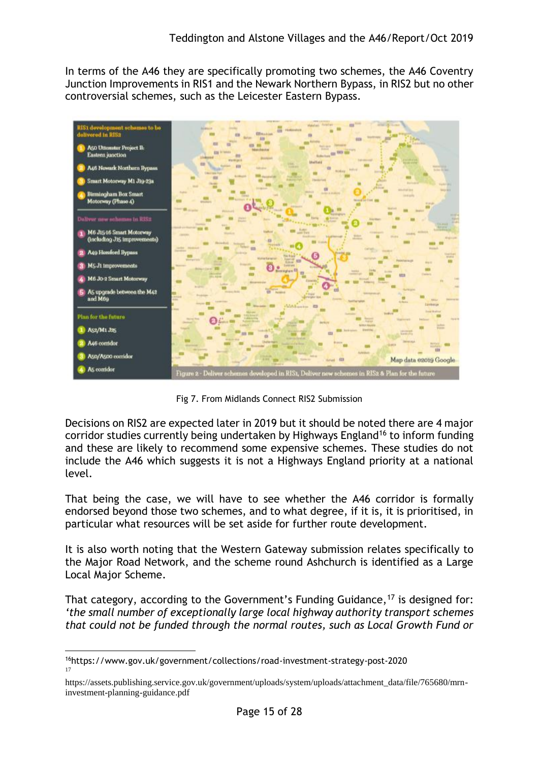In terms of the A46 they are specifically promoting two schemes, the A46 Coventry Junction Improvements in RIS1 and the Newark Northern Bypass, in RIS2 but no other controversial schemes, such as the Leicester Eastern Bypass.

Fig 7. From Midlands Connect RIS2 Submission

Decisions on RIS2 are expected later in 2019 but it should be noted there are 4 major corridor studies currently being undertaken by Highways England[16] to inform funding and these are likely to recommend some expensive schemes. These studies do not include the A46 which suggests it is not a Highways England priority at a national level.

That being the case, we will have to see whether the A46 corridor is formally endorsed beyond those two schemes, and to what degree, if it is, it is prioritised, in particular what resources will be set aside for further route development.

It is also worth noting that the Western Gateway submission relates specifically to the Major Road Network, and the scheme round Ashchurch is identified as a Large Local Major Scheme.

That category, according to the Government's Funding Guidance,[17] is designed for: *'the small number of exceptionally large local highway authority transport schemes that could not be funded through the normal routes, such as Local Growth Fund or*

---

[16] https://www.gov.uk/government/collections/road-investment-strategy-post-2020

[17] https://assets.publishing.service.gov.uk/government/uploads/system/uploads/attachment_data/file/765680/mrn-investment-planning-guidance.pdf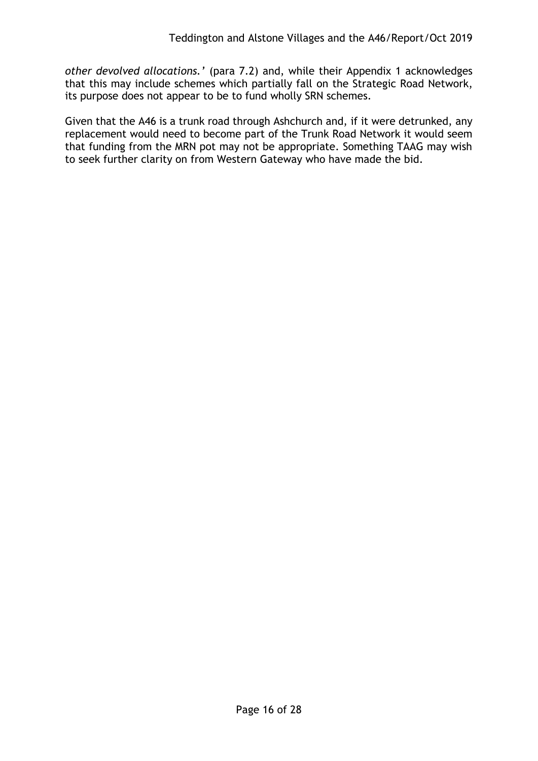*other devolved allocations.'* (para 7.2) and, while their Appendix 1 acknowledges that this may include schemes which partially fall on the Strategic Road Network, its purpose does not appear to be to fund wholly SRN schemes.

Given that the A46 is a trunk road through Ashchurch and, if it were detrunked, any replacement would need to become part of the Trunk Road Network it would seem that funding from the MRN pot may not be appropriate. Something TAAG may wish to seek further clarity on from Western Gateway who have made the bid.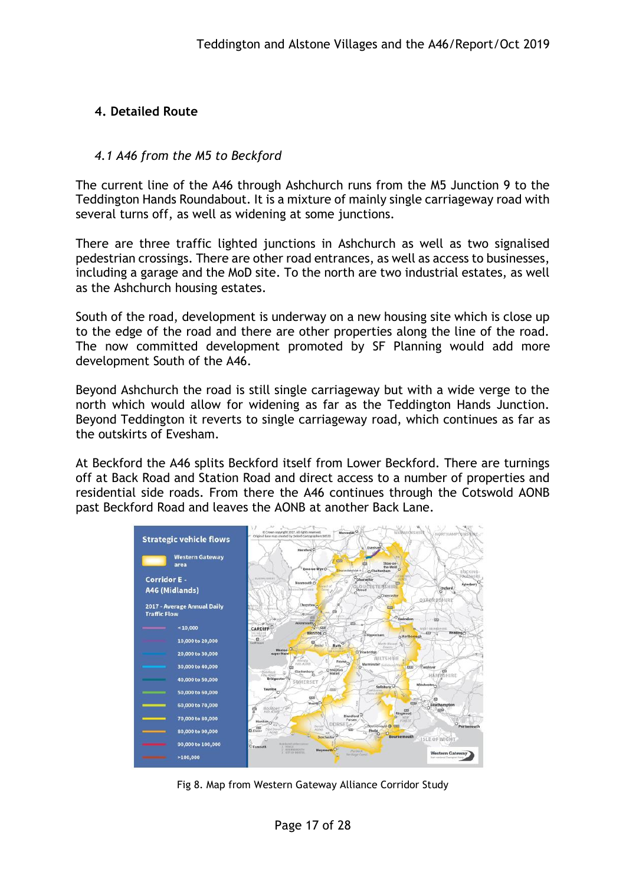## 4. Detailed Route

### *4.1 A46 from the M5 to Beckford*

The current line of the A46 through Ashchurch runs from the M5 Junction 9 to the Teddington Hands Roundabout. It is a mixture of mainly single carriageway road with several turns off, as well as widening at some junctions.

There are three traffic lighted junctions in Ashchurch as well as two signalised pedestrian crossings. There are other road entrances, as well as access to businesses, including a garage and the MoD site. To the north are two industrial estates, as well as the Ashchurch housing estates.

South of the road, development is underway on a new housing site which is close up to the edge of the road and there are other properties along the line of the road. The now committed development promoted by SF Planning would add more development South of the A46.

Beyond Ashchurch the road is still single carriageway but with a wide verge to the north which would allow for widening as far as the Teddington Hands Junction. Beyond Teddington it reverts to single carriageway road, which continues as far as the outskirts of Evesham.

At Beckford the A46 splits Beckford itself from Lower Beckford. There are turnings off at Back Road and Station Road and direct access to a number of properties and residential side roads. From there the A46 continues through the Cotswold AONB past Beckford Road and leaves the AONB at another Back Lane.

Fig 8. Map from Western Gateway Alliance Corridor Study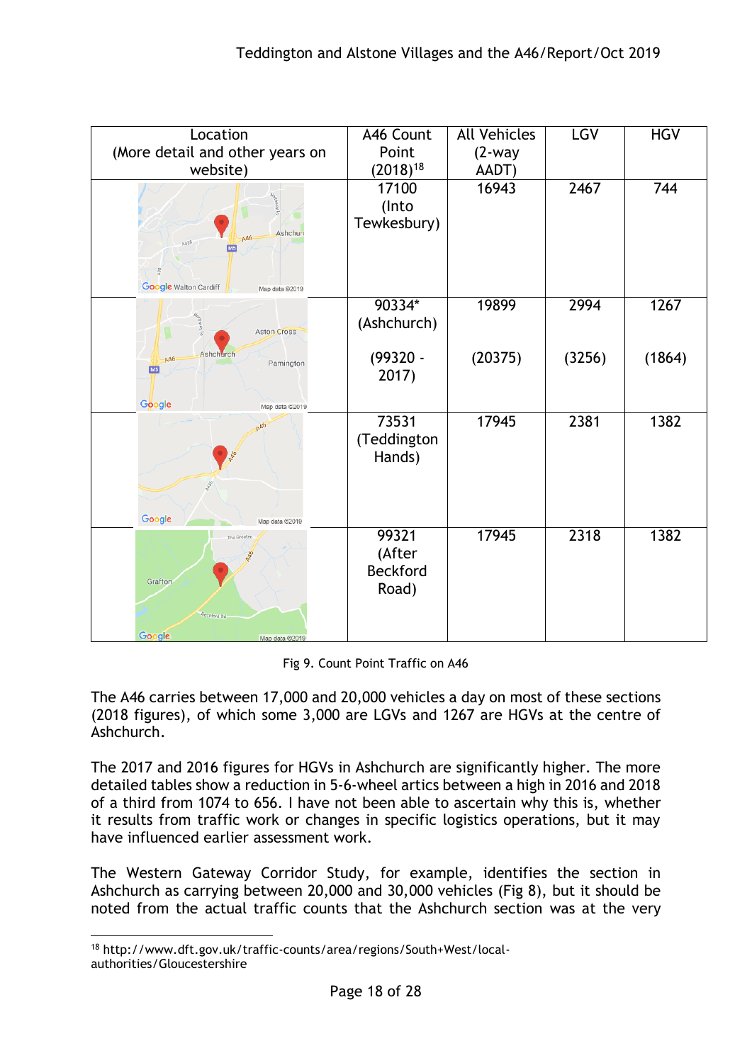| Location (More detail and other years on website) | A46 Count Point (2018)[18] | All Vehicles (2-way AADT) | LGV | HGV |
|---|---|---|---|---|
| | 17100 (Into Tewkesbury) | 16943 | 2467 | 744 |
| | 90334* (Ashchurch)<br><br>(99320 - 2017) | 19899<br><br>(20375) | 2994<br><br>(3256) | 1267<br><br>(1864) |
| | 73531 (Teddington Hands) | 17945 | 2381 | 1382 |
| | 99321 (After Beckford Road) | 17945 | 2318 | 1382 |

Fig 9. Count Point Traffic on A46

The A46 carries between 17,000 and 20,000 vehicles a day on most of these sections (2018 figures), of which some 3,000 are LGVs and 1267 are HGVs at the centre of Ashchurch.

The 2017 and 2016 figures for HGVs in Ashchurch are significantly higher. The more detailed tables show a reduction in 5-6-wheel artics between a high in 2016 and 2018 of a third from 1074 to 656. I have not been able to ascertain why this is, whether it results from traffic work or changes in specific logistics operations, but it may have influenced earlier assessment work.

The Western Gateway Corridor Study, for example, identifies the section in Ashchurch as carrying between 20,000 and 30,000 vehicles (Fig 8), but it should be noted from the actual traffic counts that the Ashchurch section was at the very

[18] http://www.dft.gov.uk/traffic-counts/area/regions/South+West/local-authorities/Gloucestershire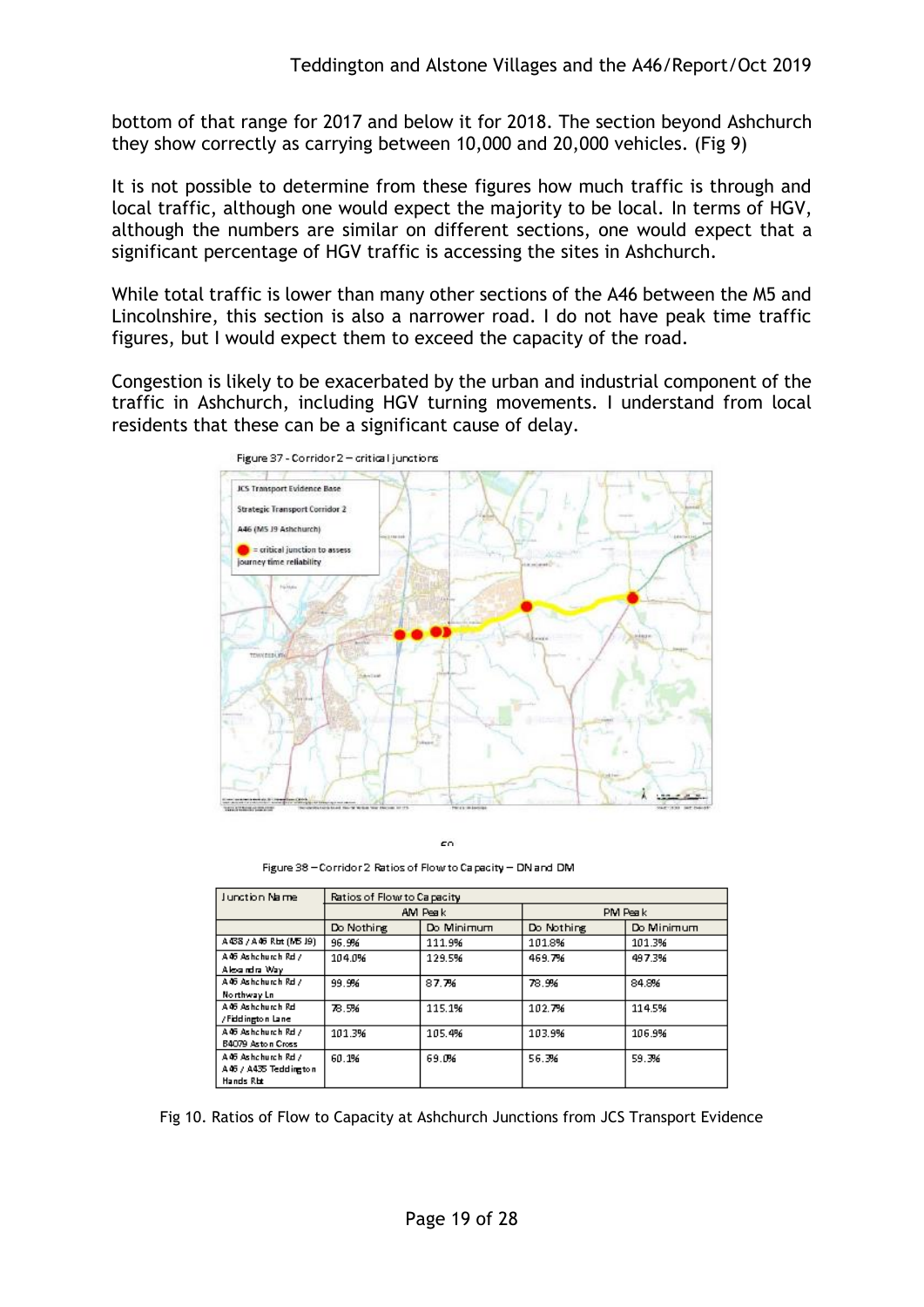bottom of that range for 2017 and below it for 2018. The section beyond Ashchurch they show correctly as carrying between 10,000 and 20,000 vehicles. (Fig 9)

It is not possible to determine from these figures how much traffic is through and local traffic, although one would expect the majority to be local. In terms of HGV, although the numbers are similar on different sections, one would expect that a significant percentage of HGV traffic is accessing the sites in Ashchurch.

While total traffic is lower than many other sections of the A46 between the M5 and Lincolnshire, this section is also a narrower road. I do not have peak time traffic figures, but I would expect them to exceed the capacity of the road.

Congestion is likely to be exacerbated by the urban and industrial component of the traffic in Ashchurch, including HGV turning movements. I understand from local residents that these can be a significant cause of delay.

Figure 37 - Corridor 2 – critical junctions

JCS Transport Evidence Base
Strategic Transport Corridor 2
A46 (M5 J9 Ashchurch)
= critical junction to assess journey time reliability

Figure 38 – Corridor 2 Ratios of Flow to Capacity – DN and DM

| Junction Name | Ratios of Flow to Capacity | | | |
|---|---|---|---|---|
| | AM Peak | | PM Peak | |
| | Do Nothing | Do Minimum | Do Nothing | Do Minimum |
| A438 / A46 Rbt (M5 J9) | 96.9% | 111.9% | 101.8% | 101.3% |
| A46 Ashchurch Rd / Alexandra Way | 104.0% | 129.5% | 469.7% | 497.3% |
| A46 Ashchurch Rd / Northway Ln | 99.9% | 87.7% | 78.9% | 84.8% |
| A46 Ashchurch Rd / Fiddington Lane | 78.5% | 115.1% | 102.7% | 114.5% |
| A46 Ashchurch Rd / B4079 Aston Cross | 101.3% | 105.4% | 103.9% | 106.9% |
| A46 Ashchurch Rd / A46 / A435 Teddington Hands Rbt | 60.1% | 69.0% | 56.3% | 59.3% |

Fig 10. Ratios of Flow to Capacity at Ashchurch Junctions from JCS Transport Evidence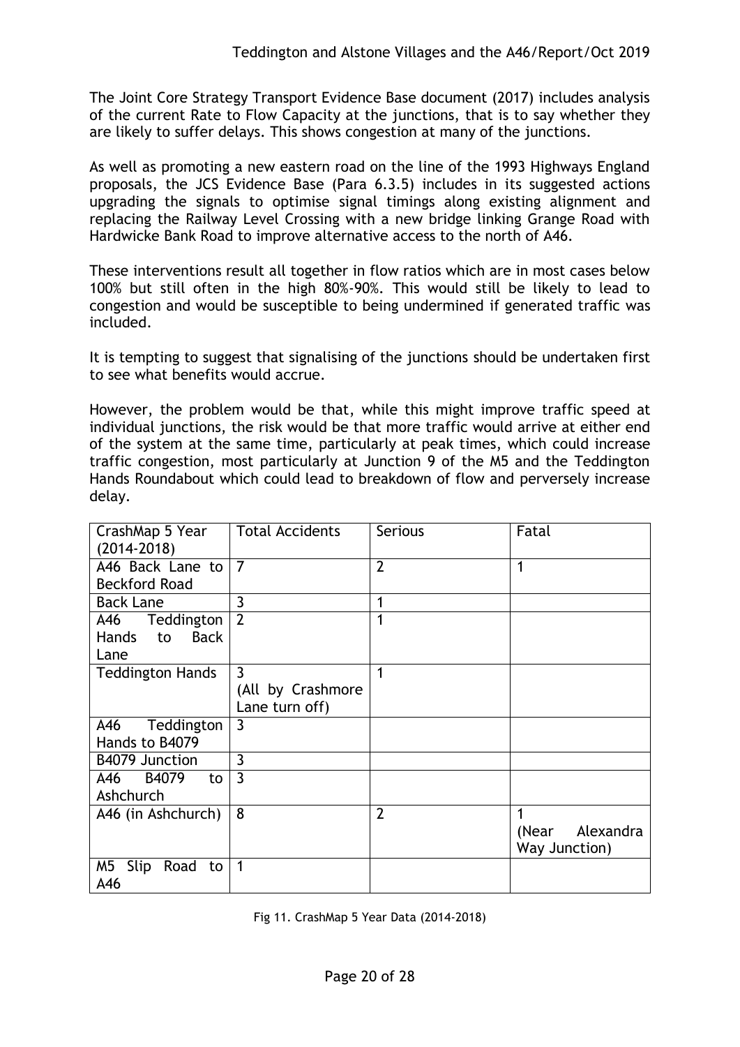The Joint Core Strategy Transport Evidence Base document (2017) includes analysis of the current Rate to Flow Capacity at the junctions, that is to say whether they are likely to suffer delays. This shows congestion at many of the junctions.

As well as promoting a new eastern road on the line of the 1993 Highways England proposals, the JCS Evidence Base (Para 6.3.5) includes in its suggested actions upgrading the signals to optimise signal timings along existing alignment and replacing the Railway Level Crossing with a new bridge linking Grange Road with Hardwicke Bank Road to improve alternative access to the north of A46.

These interventions result all together in flow ratios which are in most cases below 100% but still often in the high 80%-90%. This would still be likely to lead to congestion and would be susceptible to being undermined if generated traffic was included.

It is tempting to suggest that signalising of the junctions should be undertaken first to see what benefits would accrue.

However, the problem would be that, while this might improve traffic speed at individual junctions, the risk would be that more traffic would arrive at either end of the system at the same time, particularly at peak times, which could increase traffic congestion, most particularly at Junction 9 of the M5 and the Teddington Hands Roundabout which could lead to breakdown of flow and perversely increase delay.

| CrashMap 5 Year (2014-2018) | Total Accidents | Serious | Fatal |
|---|---|---|---|
| A46 Back Lane to Beckford Road | 7 | 2 | 1 |
| Back Lane | 3 | 1 | |
| A46 Teddington Hands to Back Lane | 2 | 1 | |
| Teddington Hands | 3 (All by Crashmore Lane turn off) | 1 | |
| A46 Teddington Hands to B4079 | 3 | | |
| B4079 Junction | 3 | | |
| A46 B4079 to Ashchurch | 3 | | |
| A46 (in Ashchurch) | 8 | 2 | 1 (Near Alexandra Way Junction) |
| M5 Slip Road to A46 | 1 | | |

Fig 11. CrashMap 5 Year Data (2014-2018)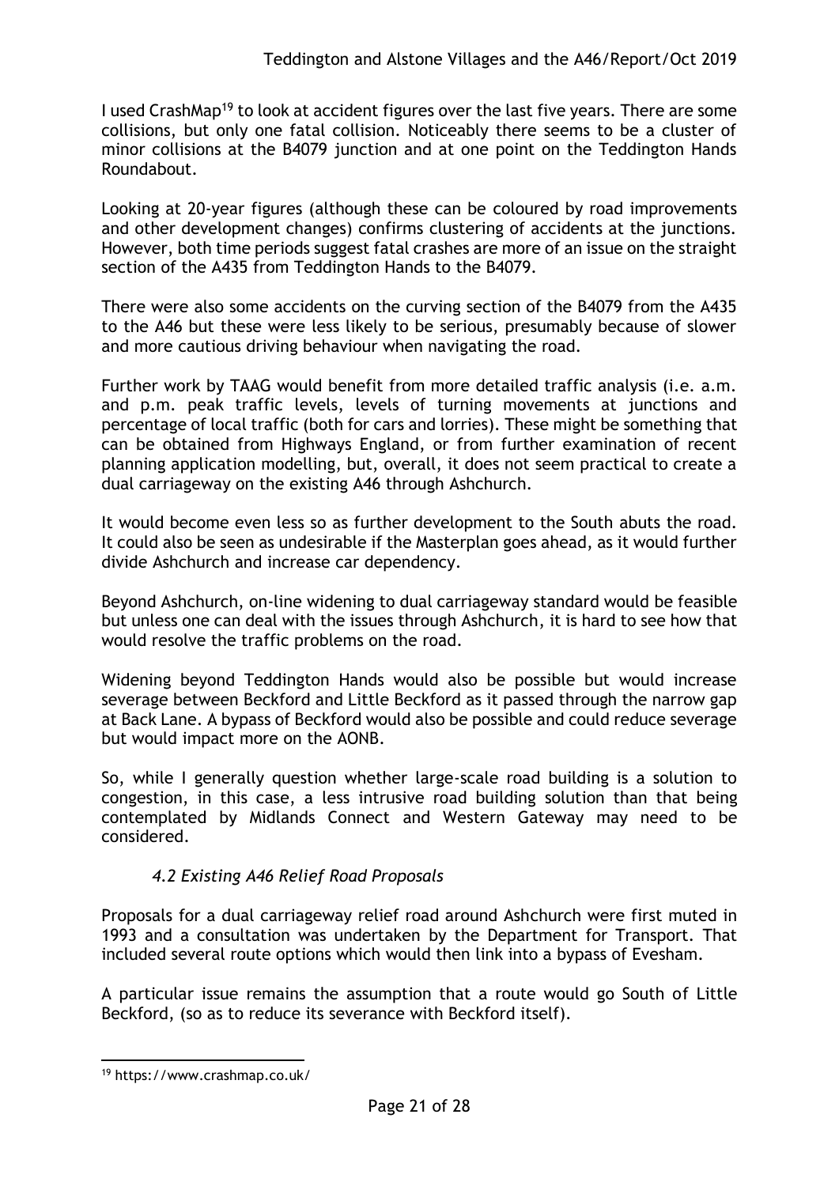I used CrashMap[19] to look at accident figures over the last five years. There are some collisions, but only one fatal collision. Noticeably there seems to be a cluster of minor collisions at the B4079 junction and at one point on the Teddington Hands Roundabout.

Looking at 20-year figures (although these can be coloured by road improvements and other development changes) confirms clustering of accidents at the junctions. However, both time periods suggest fatal crashes are more of an issue on the straight section of the A435 from Teddington Hands to the B4079.

There were also some accidents on the curving section of the B4079 from the A435 to the A46 but these were less likely to be serious, presumably because of slower and more cautious driving behaviour when navigating the road.

Further work by TAAG would benefit from more detailed traffic analysis (i.e. a.m. and p.m. peak traffic levels, levels of turning movements at junctions and percentage of local traffic (both for cars and lorries). These might be something that can be obtained from Highways England, or from further examination of recent planning application modelling, but, overall, it does not seem practical to create a dual carriageway on the existing A46 through Ashchurch.

It would become even less so as further development to the South abuts the road. It could also be seen as undesirable if the Masterplan goes ahead, as it would further divide Ashchurch and increase car dependency.

Beyond Ashchurch, on-line widening to dual carriageway standard would be feasible but unless one can deal with the issues through Ashchurch, it is hard to see how that would resolve the traffic problems on the road.

Widening beyond Teddington Hands would also be possible but would increase severage between Beckford and Little Beckford as it passed through the narrow gap at Back Lane. A bypass of Beckford would also be possible and could reduce severage but would impact more on the AONB.

So, while I generally question whether large-scale road building is a solution to congestion, in this case, a less intrusive road building solution than that being contemplated by Midlands Connect and Western Gateway may need to be considered.

### *4.2 Existing A46 Relief Road Proposals*

Proposals for a dual carriageway relief road around Ashchurch were first muted in 1993 and a consultation was undertaken by the Department for Transport. That included several route options which would then link into a bypass of Evesham.

A particular issue remains the assumption that a route would go South of Little Beckford, (so as to reduce its severance with Beckford itself).

[19] https://www.crashmap.co.uk/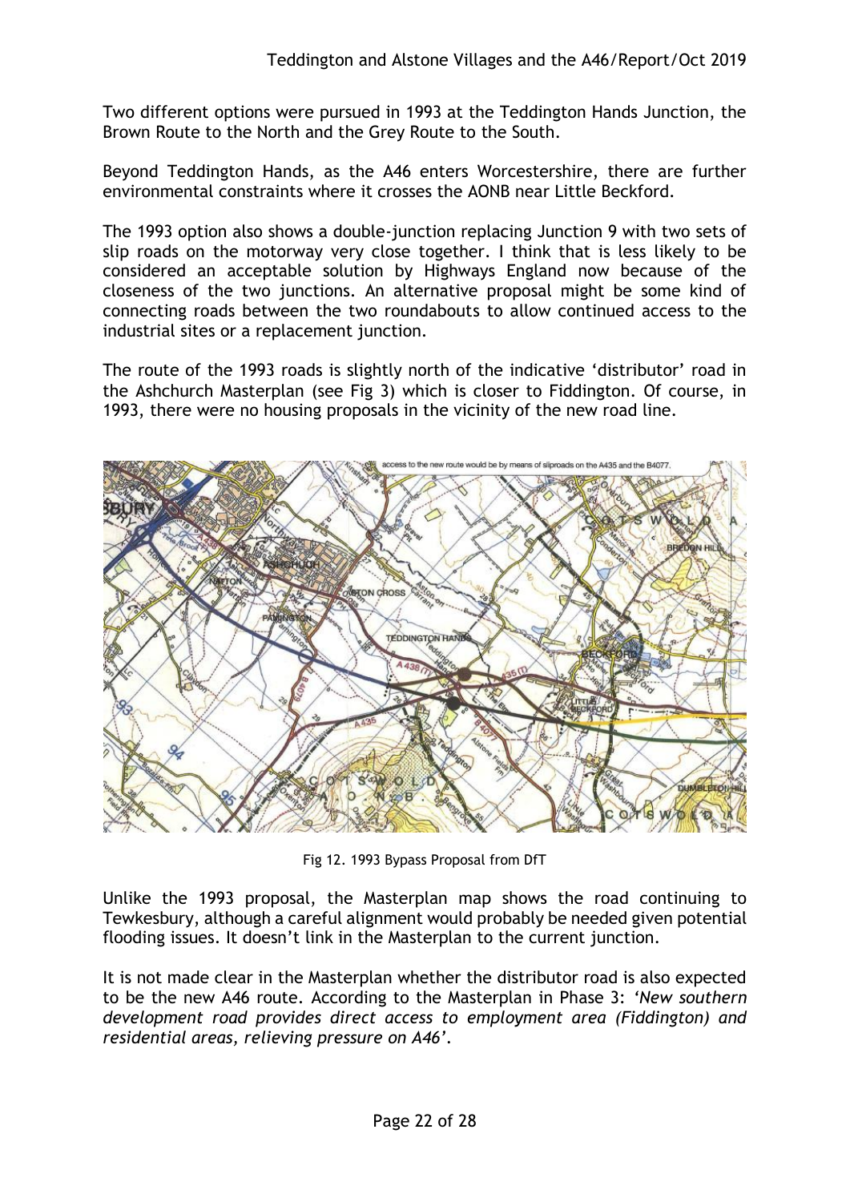Two different options were pursued in 1993 at the Teddington Hands Junction, the Brown Route to the North and the Grey Route to the South.

Beyond Teddington Hands, as the A46 enters Worcestershire, there are further environmental constraints where it crosses the AONB near Little Beckford.

The 1993 option also shows a double-junction replacing Junction 9 with two sets of slip roads on the motorway very close together. I think that is less likely to be considered an acceptable solution by Highways England now because of the closeness of the two junctions. An alternative proposal might be some kind of connecting roads between the two roundabouts to allow continued access to the industrial sites or a replacement junction.

The route of the 1993 roads is slightly north of the indicative 'distributor' road in the Ashchurch Masterplan (see Fig 3) which is closer to Fiddington. Of course, in 1993, there were no housing proposals in the vicinity of the new road line.

Fig 12. 1993 Bypass Proposal from DfT

Unlike the 1993 proposal, the Masterplan map shows the road continuing to Tewkesbury, although a careful alignment would probably be needed given potential flooding issues. It doesn't link in the Masterplan to the current junction.

It is not made clear in the Masterplan whether the distributor road is also expected to be the new A46 route. According to the Masterplan in Phase 3: *'New southern development road provides direct access to employment area (Fiddington) and residential areas, relieving pressure on A46'.*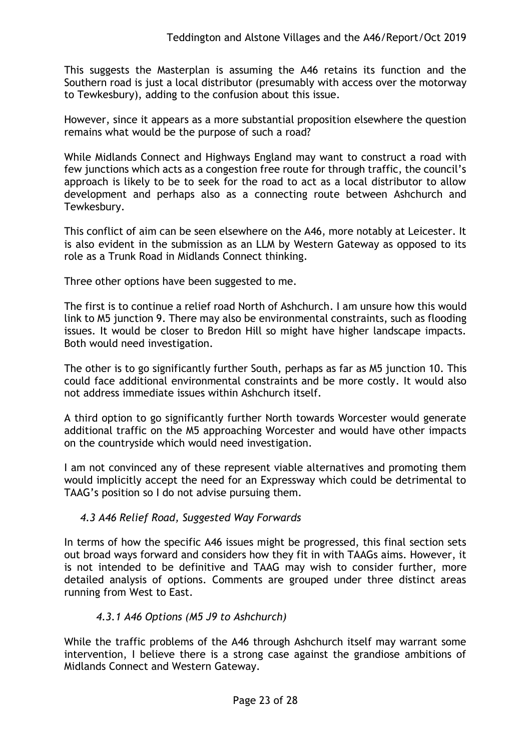This suggests the Masterplan is assuming the A46 retains its function and the Southern road is just a local distributor (presumably with access over the motorway to Tewkesbury), adding to the confusion about this issue.

However, since it appears as a more substantial proposition elsewhere the question remains what would be the purpose of such a road?

While Midlands Connect and Highways England may want to construct a road with few junctions which acts as a congestion free route for through traffic, the council's approach is likely to be to seek for the road to act as a local distributor to allow development and perhaps also as a connecting route between Ashchurch and Tewkesbury.

This conflict of aim can be seen elsewhere on the A46, more notably at Leicester. It is also evident in the submission as an LLM by Western Gateway as opposed to its role as a Trunk Road in Midlands Connect thinking.

Three other options have been suggested to me.

The first is to continue a relief road North of Ashchurch. I am unsure how this would link to M5 junction 9. There may also be environmental constraints, such as flooding issues. It would be closer to Bredon Hill so might have higher landscape impacts. Both would need investigation.

The other is to go significantly further South, perhaps as far as M5 junction 10. This could face additional environmental constraints and be more costly. It would also not address immediate issues within Ashchurch itself.

A third option to go significantly further North towards Worcester would generate additional traffic on the M5 approaching Worcester and would have other impacts on the countryside which would need investigation.

I am not convinced any of these represent viable alternatives and promoting them would implicitly accept the need for an Expressway which could be detrimental to TAAG's position so I do not advise pursuing them.

### *4.3 A46 Relief Road, Suggested Way Forwards*

In terms of how the specific A46 issues might be progressed, this final section sets out broad ways forward and considers how they fit in with TAAGs aims. However, it is not intended to be definitive and TAAG may wish to consider further, more detailed analysis of options. Comments are grouped under three distinct areas running from West to East.

#### *4.3.1 A46 Options (M5 J9 to Ashchurch)*

While the traffic problems of the A46 through Ashchurch itself may warrant some intervention, I believe there is a strong case against the grandiose ambitions of Midlands Connect and Western Gateway.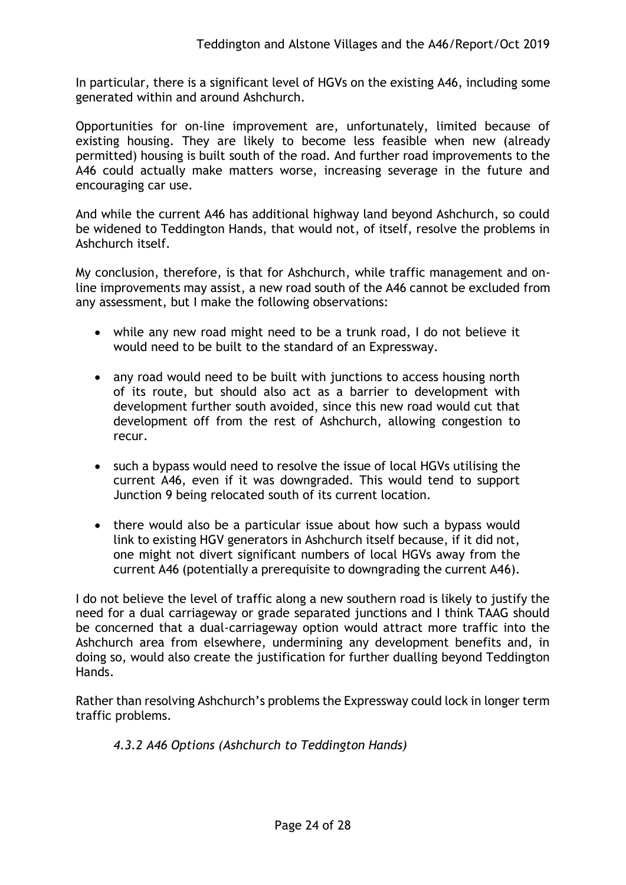In particular, there is a significant level of HGVs on the existing A46, including some generated within and around Ashchurch.

Opportunities for on-line improvement are, unfortunately, limited because of existing housing. They are likely to become less feasible when new (already permitted) housing is built south of the road. And further road improvements to the A46 could actually make matters worse, increasing severage in the future and encouraging car use.

And while the current A46 has additional highway land beyond Ashchurch, so could be widened to Teddington Hands, that would not, of itself, resolve the problems in Ashchurch itself.

My conclusion, therefore, is that for Ashchurch, while traffic management and on-line improvements may assist, a new road south of the A46 cannot be excluded from any assessment, but I make the following observations:

- while any new road might need to be a trunk road, I do not believe it would need to be built to the standard of an Expressway.
- any road would need to be built with junctions to access housing north of its route, but should also act as a barrier to development with development further south avoided, since this new road would cut that development off from the rest of Ashchurch, allowing congestion to recur.
- such a bypass would need to resolve the issue of local HGVs utilising the current A46, even if it was downgraded. This would tend to support Junction 9 being relocated south of its current location.
- there would also be a particular issue about how such a bypass would link to existing HGV generators in Ashchurch itself because, if it did not, one might not divert significant numbers of local HGVs away from the current A46 (potentially a prerequisite to downgrading the current A46).

I do not believe the level of traffic along a new southern road is likely to justify the need for a dual carriageway or grade separated junctions and I think TAAG should be concerned that a dual-carriageway option would attract more traffic into the Ashchurch area from elsewhere, undermining any development benefits and, in doing so, would also create the justification for further dualling beyond Teddington Hands.

Rather than resolving Ashchurch's problems the Expressway could lock in longer term traffic problems.

### *4.3.2 A46 Options (Ashchurch to Teddington Hands)*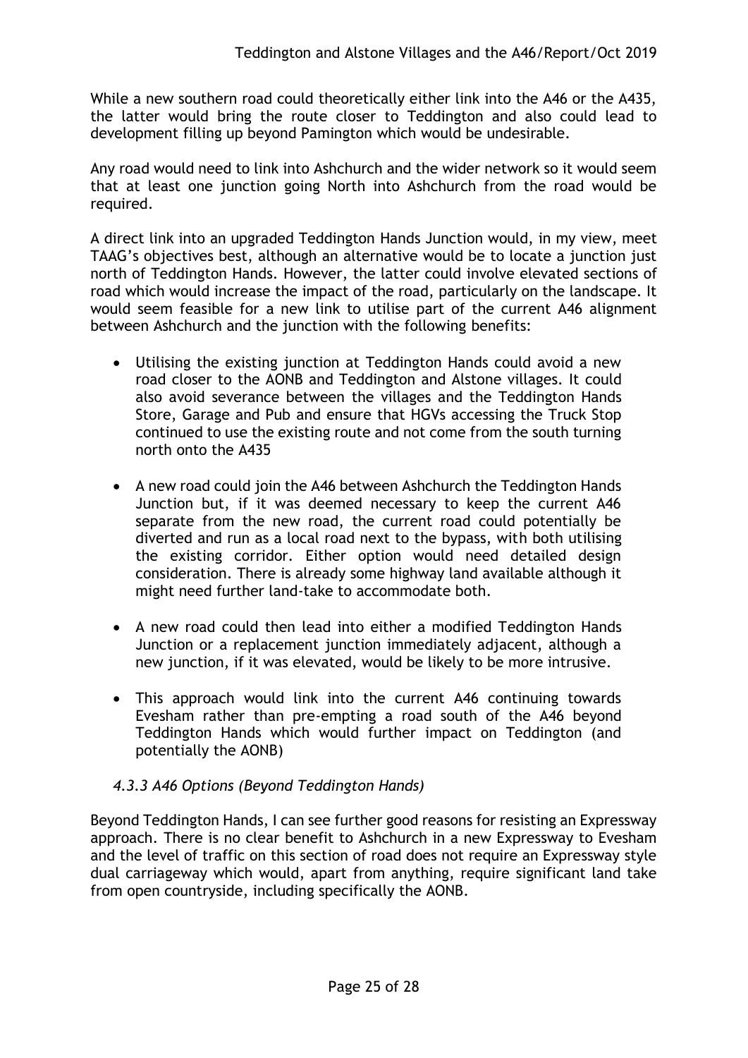While a new southern road could theoretically either link into the A46 or the A435, the latter would bring the route closer to Teddington and also could lead to development filling up beyond Pamington which would be undesirable.

Any road would need to link into Ashchurch and the wider network so it would seem that at least one junction going North into Ashchurch from the road would be required.

A direct link into an upgraded Teddington Hands Junction would, in my view, meet TAAG's objectives best, although an alternative would be to locate a junction just north of Teddington Hands. However, the latter could involve elevated sections of road which would increase the impact of the road, particularly on the landscape. It would seem feasible for a new link to utilise part of the current A46 alignment between Ashchurch and the junction with the following benefits:

- Utilising the existing junction at Teddington Hands could avoid a new road closer to the AONB and Teddington and Alstone villages. It could also avoid severance between the villages and the Teddington Hands Store, Garage and Pub and ensure that HGVs accessing the Truck Stop continued to use the existing route and not come from the south turning north onto the A435
- A new road could join the A46 between Ashchurch the Teddington Hands Junction but, if it was deemed necessary to keep the current A46 separate from the new road, the current road could potentially be diverted and run as a local road next to the bypass, with both utilising the existing corridor. Either option would need detailed design consideration. There is already some highway land available although it might need further land-take to accommodate both.
- A new road could then lead into either a modified Teddington Hands Junction or a replacement junction immediately adjacent, although a new junction, if it was elevated, would be likely to be more intrusive.
- This approach would link into the current A46 continuing towards Evesham rather than pre-empting a road south of the A46 beyond Teddington Hands which would further impact on Teddington (and potentially the AONB)

### *4.3.3 A46 Options (Beyond Teddington Hands)*

Beyond Teddington Hands, I can see further good reasons for resisting an Expressway approach. There is no clear benefit to Ashchurch in a new Expressway to Evesham and the level of traffic on this section of road does not require an Expressway style dual carriageway which would, apart from anything, require significant land take from open countryside, including specifically the AONB.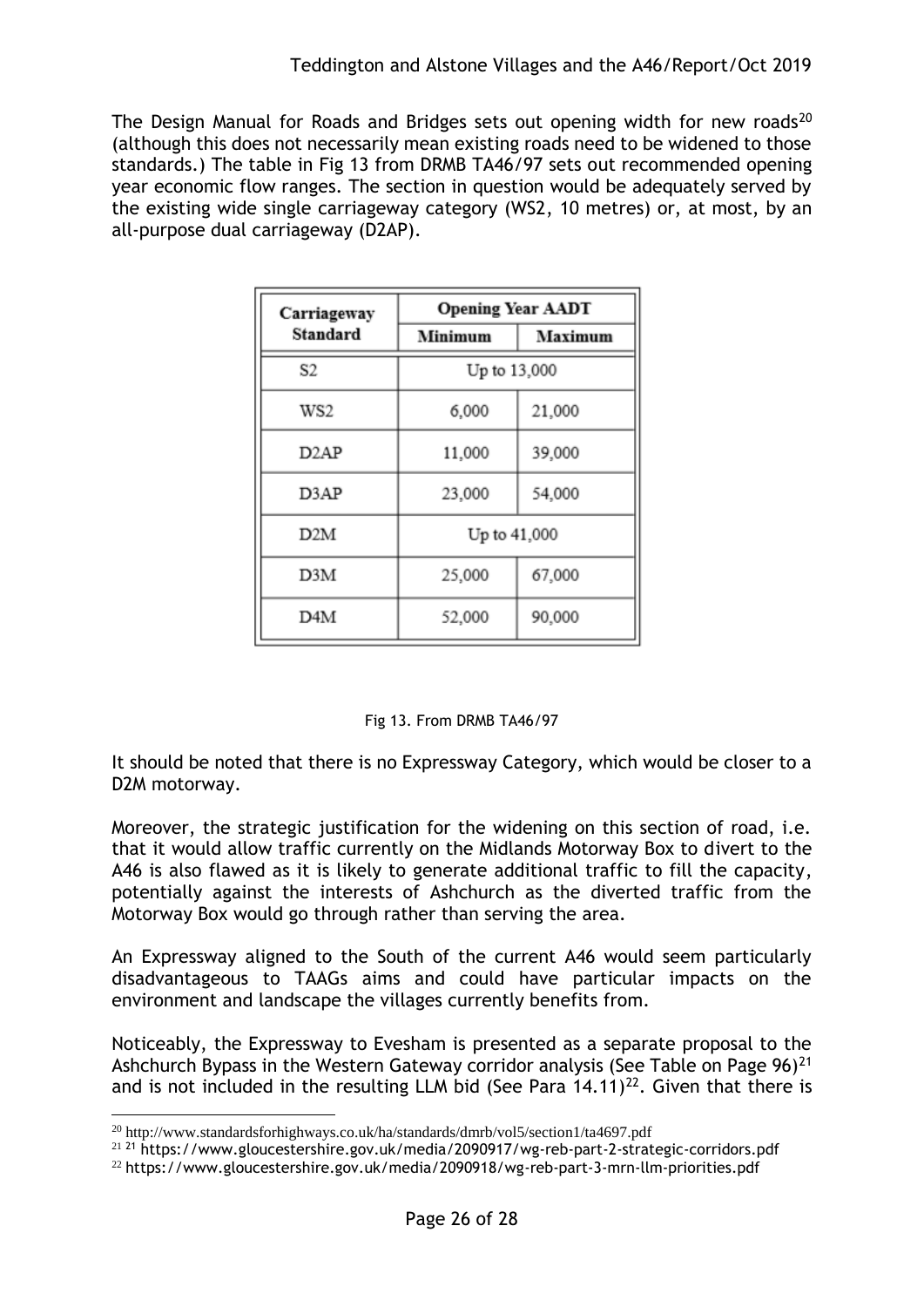The Design Manual for Roads and Bridges sets out opening width for new roads[20] (although this does not necessarily mean existing roads need to be widened to those standards.) The table in Fig 13 from DRMB TA46/97 sets out recommended opening year economic flow ranges. The section in question would be adequately served by the existing wide single carriageway category (WS2, 10 metres) or, at most, by an all-purpose dual carriageway (D2AP).

| Carriageway Standard | Opening Year AADT | |
|---|---|---|
| | Minimum | Maximum |
| S2 | Up to 13,000 | |
| WS2 | 6,000 | 21,000 |
| D2AP | 11,000 | 39,000 |
| D3AP | 23,000 | 54,000 |
| D2M | Up to 41,000 | |
| D3M | 25,000 | 67,000 |
| D4M | 52,000 | 90,000 |

Fig 13. From DRMB TA46/97

It should be noted that there is no Expressway Category, which would be closer to a D2M motorway.

Moreover, the strategic justification for the widening on this section of road, i.e. that it would allow traffic currently on the Midlands Motorway Box to divert to the A46 is also flawed as it is likely to generate additional traffic to fill the capacity, potentially against the interests of Ashchurch as the diverted traffic from the Motorway Box would go through rather than serving the area.

An Expressway aligned to the South of the current A46 would seem particularly disadvantageous to TAAGs aims and could have particular impacts on the environment and landscape the villages currently benefits from.

Noticeably, the Expressway to Evesham is presented as a separate proposal to the Ashchurch Bypass in the Western Gateway corridor analysis (See Table on Page 96)[21] and is not included in the resulting LLM bid (See Para 14.11)[22]. Given that there is

---

[20] http://www.standardsforhighways.co.uk/ha/standards/dmrb/vol5/section1/ta4697.pdf

[21] [21] https://www.gloucestershire.gov.uk/media/2090917/wg-reb-part-2-strategic-corridors.pdf

[22] https://www.gloucestershire.gov.uk/media/2090918/wg-reb-part-3-mrn-llm-priorities.pdf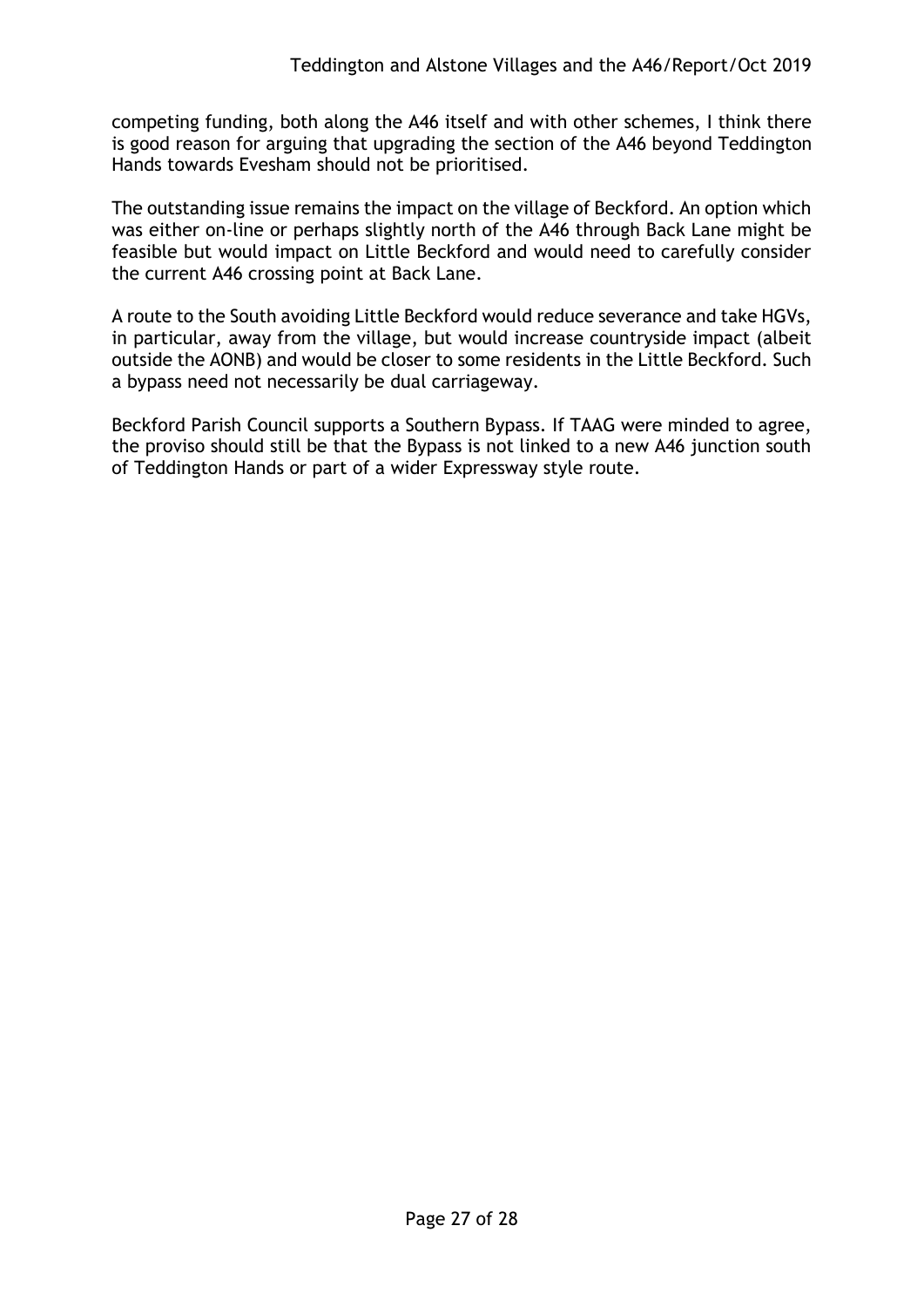competing funding, both along the A46 itself and with other schemes, I think there is good reason for arguing that upgrading the section of the A46 beyond Teddington Hands towards Evesham should not be prioritised.

The outstanding issue remains the impact on the village of Beckford. An option which was either on-line or perhaps slightly north of the A46 through Back Lane might be feasible but would impact on Little Beckford and would need to carefully consider the current A46 crossing point at Back Lane.

A route to the South avoiding Little Beckford would reduce severance and take HGVs, in particular, away from the village, but would increase countryside impact (albeit outside the AONB) and would be closer to some residents in the Little Beckford. Such a bypass need not necessarily be dual carriageway.

Beckford Parish Council supports a Southern Bypass. If TAAG were minded to agree, the proviso should still be that the Bypass is not linked to a new A46 junction south of Teddington Hands or part of a wider Expressway style route.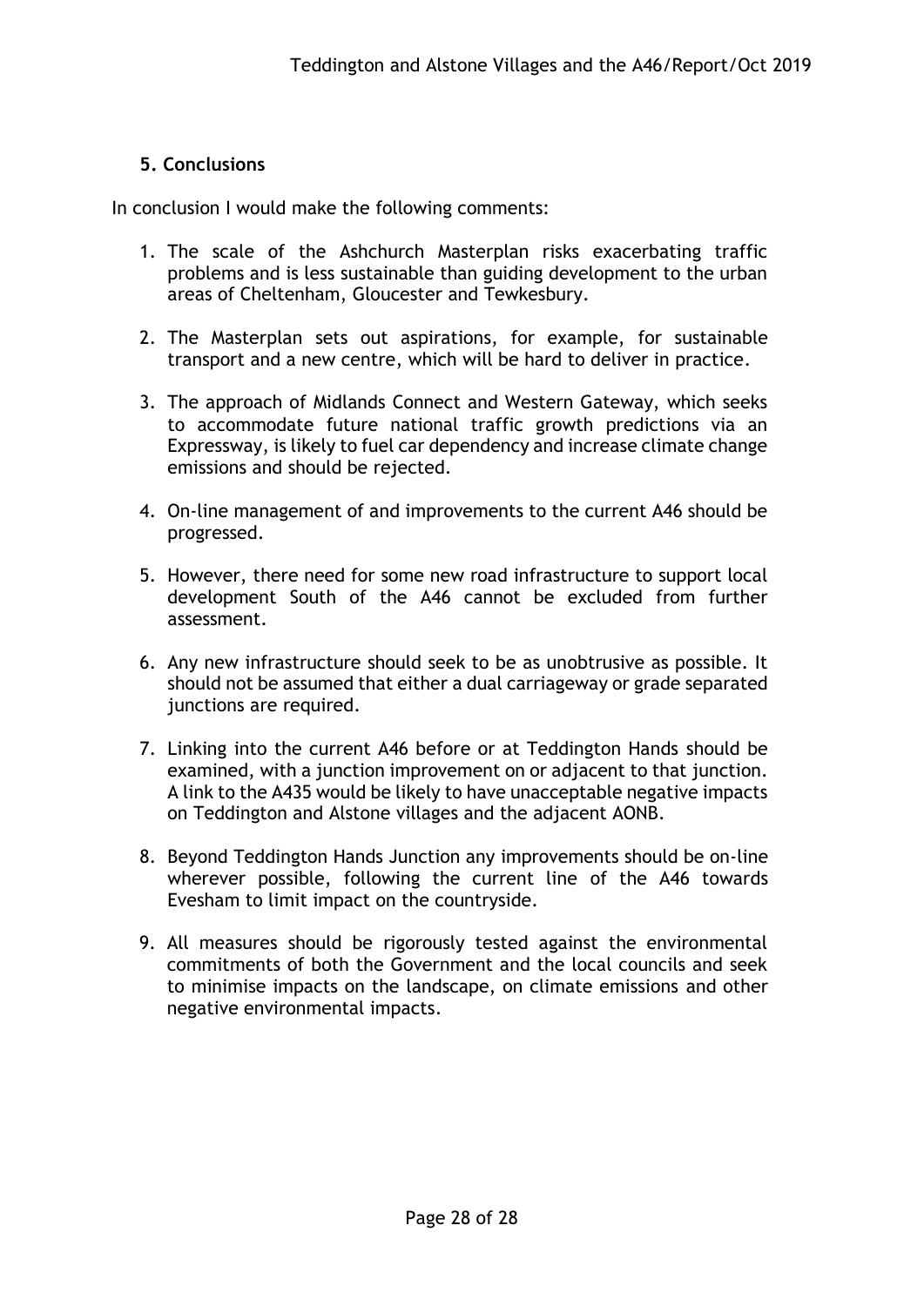## 5. Conclusions

In conclusion I would make the following comments:

1. The scale of the Ashchurch Masterplan risks exacerbating traffic problems and is less sustainable than guiding development to the urban areas of Cheltenham, Gloucester and Tewkesbury.

2. The Masterplan sets out aspirations, for example, for sustainable transport and a new centre, which will be hard to deliver in practice.

3. The approach of Midlands Connect and Western Gateway, which seeks to accommodate future national traffic growth predictions via an Expressway, is likely to fuel car dependency and increase climate change emissions and should be rejected.

4. On-line management of and improvements to the current A46 should be progressed.

5. However, there need for some new road infrastructure to support local development South of the A46 cannot be excluded from further assessment.

6. Any new infrastructure should seek to be as unobtrusive as possible. It should not be assumed that either a dual carriageway or grade separated junctions are required.

7. Linking into the current A46 before or at Teddington Hands should be examined, with a junction improvement on or adjacent to that junction. A link to the A435 would be likely to have unacceptable negative impacts on Teddington and Alstone villages and the adjacent AONB.

8. Beyond Teddington Hands Junction any improvements should be on-line wherever possible, following the current line of the A46 towards Evesham to limit impact on the countryside.

9. All measures should be rigorously tested against the environmental commitments of both the Government and the local councils and seek to minimise impacts on the landscape, on climate emissions and other negative environmental impacts.